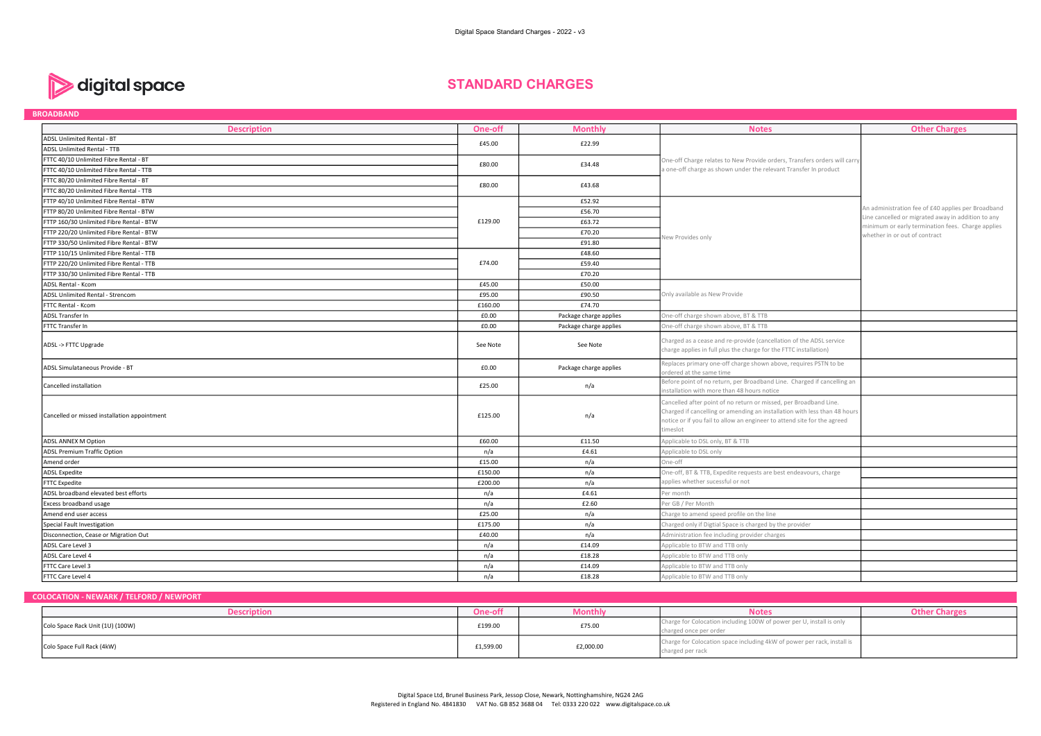digital space

# STANDARD CHARGES

## BROADBAND

| Description | One-off | Monthly | Notes | Other Charges |
|---|---|---|---|---|
| ADSL Unlimited Rental - BT | £45.00 | £22.99 | One-off Charge relates to New Provide orders, Transfers orders will carry a one-off charge as shown under the relevant Transfer In product | An administration fee of £40 applies per Broadband Line cancelled or migrated away in addition to any minimum or early termination fees. Charge applies whether in or out of contract |
| ADSL Unlimited Rental - TTB | | | | |
| FTTC 40/10 Unlimited Fibre Rental - BT | £80.00 | £34.48 | | |
| FTTC 40/10 Unlimited Fibre Rental - TTB | | | | |
| FTTC 80/20 Unlimited Fibre Rental - BT | £80.00 | £43.68 | | |
| FTTC 80/20 Unlimited Fibre Rental - TTB | | | | |
| FTTP 40/10 Unlimited Fibre Rental - BTW | £129.00 | £52.92 | New Provides only | |
| FTTP 80/20 Unlimited Fibre Rental - BTW | | £56.70 | | |
| FTTP 160/30 Unlimited Fibre Rental - BTW | | £63.72 | | |
| FTTP 220/20 Unlimited Fibre Rental - BTW | | £70.20 | | |
| FTTP 330/50 Unlimited Fibre Rental - BTW | | £91.80 | | |
| FTTP 110/15 Unlimited Fibre Rental - TTB | £74.00 | £48.60 | | |
| FTTP 220/20 Unlimited Fibre Rental - TTB | | £59.40 | | |
| FTTP 330/30 Unlimited Fibre Rental - TTB | | £70.20 | | |
| ADSL Rental - Kcom | £45.00 | £50.00 | Only available as New Provide | |
| ADSL Unlimited Rental - Strencom | £95.00 | £90.50 | | |
| FTTC Rental - Kcom | £160.00 | £74.70 | | |
| ADSL Transfer In | £0.00 | Package charge applies | One-off charge shown above, BT & TTB | |
| FTTC Transfer In | £0.00 | Package charge applies | One-off charge shown above, BT & TTB | |
| ADSL -> FTTC Upgrade | See Note | See Note | Charged as a cease and re-provide (cancellation of the ADSL service charge applies in full plus the charge for the FTTC installation) | |
| ADSL Simulataneous Provide - BT | £0.00 | Package charge applies | Replaces primary one-off charge shown above, requires PSTN to be ordered at the same time | |
| Cancelled installation | £25.00 | n/a | Before point of no return, per Broadband Line. Charged if cancelling an installation with more than 48 hours notice | |
| Cancelled or missed installation appointment | £125.00 | n/a | Cancelled after point of no return or missed, per Broadband Line. Charged if cancelling or amending an installation with less than 48 hours notice or if you fail to allow an engineer to attend site for the agreed timeslot | |
| ADSL ANNEX M Option | £60.00 | £11.50 | Applicable to DSL only, BT & TTB | |
| ADSL Premium Traffic Option | n/a | £4.61 | Applicable to DSL only | |
| Amend order | £15.00 | n/a | One-off | |
| ADSL Expedite | £150.00 | n/a | One-off, BT & TTB, Expedite requests are best endeavours, charge applies whether sucessful or not | |
| FTTC Expedite | £200.00 | n/a | | |
| ADSL broadband elevated best efforts | n/a | £4.61 | Per month | |
| Excess broadband usage | n/a | £2.60 | Per GB / Per Month | |
| Amend end user access | £25.00 | n/a | Charge to amend speed profile on the line | |
| Special Fault Investigation | £175.00 | n/a | Charged only if Digtial Space is charged by the provider | |
| Disconnection, Cease or Migration Out | £40.00 | n/a | Administration fee including provider charges | |
| ADSL Care Level 3 | n/a | £14.09 | Applicable to BTW and TTB only | |
| ADSL Care Level 4 | n/a | £18.28 | Applicable to BTW and TTB only | |
| FTTC Care Level 3 | n/a | £14.09 | Applicable to BTW and TTB only | |
| FTTC Care Level 4 | n/a | £18.28 | Applicable to BTW and TTB only | |

## COLOCATION - NEWARK / TELFORD / NEWPORT

| Description | One-off | Monthly | Notes | Other Charges |
|---|---|---|---|---|
| Colo Space Rack Unit (1U) (100W) | £199.00 | £75.00 | Charge for Colocation including 100W of power per U, install is only charged once per order | |
| Colo Space Full Rack (4kW) | £1,599.00 | £2,000.00 | Charge for Colocation space including 4kW of power per rack, install is charged per rack | |

Digital Space Ltd, Brunel Business Park, Jessop Close, Newark, Nottinghamshire, NG24 2AG
Registered in England No. 4841830 VAT No. GB 852 3688 04 Tel: 0333 220 022 www.digitalspace.co.uk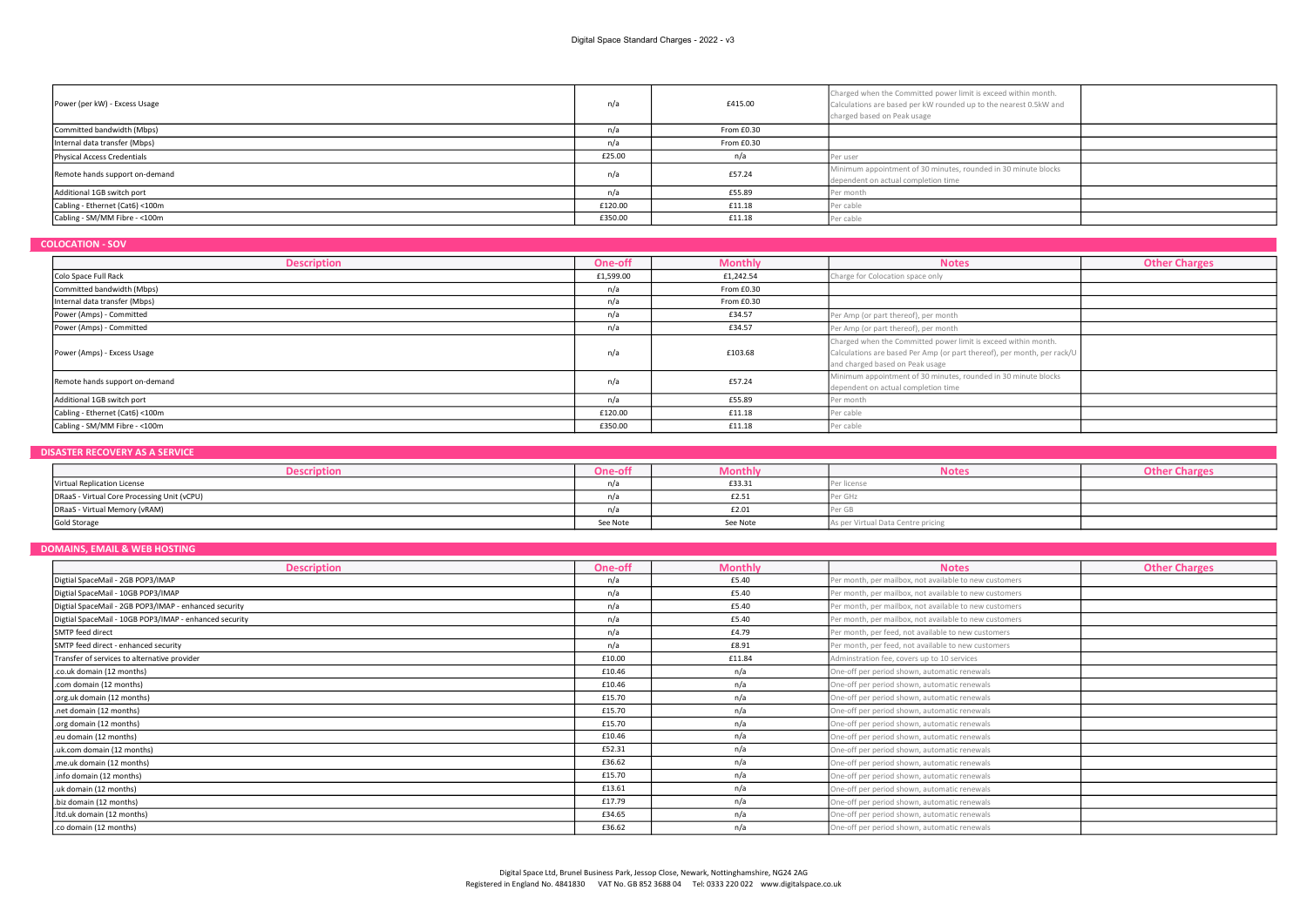| | | | | |
|---|---|---|---|---|
| Power (per kW) - Excess Usage | n/a | £415.00 | Charged when the Committed power limit is exceed within month. Calculations are based per kW rounded up to the nearest 0.5kW and charged based on Peak usage | |
| Committed bandwidth (Mbps) | n/a | From £0.30 | | |
| Internal data transfer (Mbps) | n/a | From £0.30 | | |
| Physical Access Credentials | £25.00 | n/a | Per user | |
| Remote hands support on-demand | n/a | £57.24 | Minimum appointment of 30 minutes, rounded in 30 minute blocks dependent on actual completion time | |
| Additional 1GB switch port | n/a | £55.89 | Per month | |
| Cabling - Ethernet (Cat6) <100m | £120.00 | £11.18 | Per cable | |
| Cabling - SM/MM Fibre - <100m | £350.00 | £11.18 | Per cable | |

## COLOCATION - SOV

| Description | One-off | Monthly | Notes | Other Charges |
|---|---|---|---|---|
| Colo Space Full Rack | £1,599.00 | £1,242.54 | Charge for Colocation space only | |
| Committed bandwidth (Mbps) | n/a | From £0.30 | | |
| Internal data transfer (Mbps) | n/a | From £0.30 | | |
| Power (Amps) - Committed | n/a | £34.57 | Per Amp (or part thereof), per month | |
| Power (Amps) - Committed | n/a | £34.57 | Per Amp (or part thereof), per month | |
| Power (Amps) - Excess Usage | n/a | £103.68 | Charged when the Committed power limit is exceed within month. Calculations are based Per Amp (or part thereof), per month, per rack/U and charged based on Peak usage | |
| Remote hands support on-demand | n/a | £57.24 | Minimum appointment of 30 minutes, rounded in 30 minute blocks dependent on actual completion time | |
| Additional 1GB switch port | n/a | £55.89 | Per month | |
| Cabling - Ethernet (Cat6) <100m | £120.00 | £11.18 | Per cable | |
| Cabling - SM/MM Fibre - <100m | £350.00 | £11.18 | Per cable | |

## DISASTER RECOVERY AS A SERVICE

| Description | One-off | Monthly | Notes | Other Charges |
|---|---|---|---|---|
| Virtual Replication License | n/a | £33.31 | Per license | |
| DRaaS - Virtual Core Processing Unit (vCPU) | n/a | £2.51 | Per GHz | |
| DRaaS - Virtual Memory (vRAM) | n/a | £2.01 | Per GB | |
| Gold Storage | See Note | See Note | As per Virtual Data Centre pricing | |

## DOMAINS, EMAIL & WEB HOSTING

| Description | One-off | Monthly | Notes | Other Charges |
|---|---|---|---|---|
| Digtial SpaceMail - 2GB POP3/IMAP | n/a | £5.40 | Per month, per mailbox, not available to new customers | |
| Digtial SpaceMail - 10GB POP3/IMAP | n/a | £5.40 | Per month, per mailbox, not available to new customers | |
| Digtial SpaceMail - 2GB POP3/IMAP - enhanced security | n/a | £5.40 | Per month, per mailbox, not available to new customers | |
| Digtial SpaceMail - 10GB POP3/IMAP - enhanced security | n/a | £5.40 | Per month, per mailbox, not available to new customers | |
| SMTP feed direct | n/a | £4.79 | Per month, per feed, not available to new customers | |
| SMTP feed direct - enhanced security | n/a | £8.91 | Per month, per feed, not available to new customers | |
| Transfer of services to alternative provider | £10.00 | £11.84 | Adminstration fee, covers up to 10 services | |
| .co.uk domain (12 months) | £10.46 | n/a | One-off per period shown, automatic renewals | |
| .com domain (12 months) | £10.46 | n/a | One-off per period shown, automatic renewals | |
| .org.uk domain (12 months) | £15.70 | n/a | One-off per period shown, automatic renewals | |
| .net domain (12 months) | £15.70 | n/a | One-off per period shown, automatic renewals | |
| .org domain (12 months) | £15.70 | n/a | One-off per period shown, automatic renewals | |
| .eu domain (12 months) | £10.46 | n/a | One-off per period shown, automatic renewals | |
| .uk.com domain (12 months) | £52.31 | n/a | One-off per period shown, automatic renewals | |
| .me.uk domain (12 months) | £36.62 | n/a | One-off per period shown, automatic renewals | |
| .info domain (12 months) | £15.70 | n/a | One-off per period shown, automatic renewals | |
| .uk domain (12 months) | £13.61 | n/a | One-off per period shown, automatic renewals | |
| .biz domain (12 months) | £17.79 | n/a | One-off per period shown, automatic renewals | |
| .ltd.uk domain (12 months) | £34.65 | n/a | One-off per period shown, automatic renewals | |
| .co domain (12 months) | £36.62 | n/a | One-off per period shown, automatic renewals | |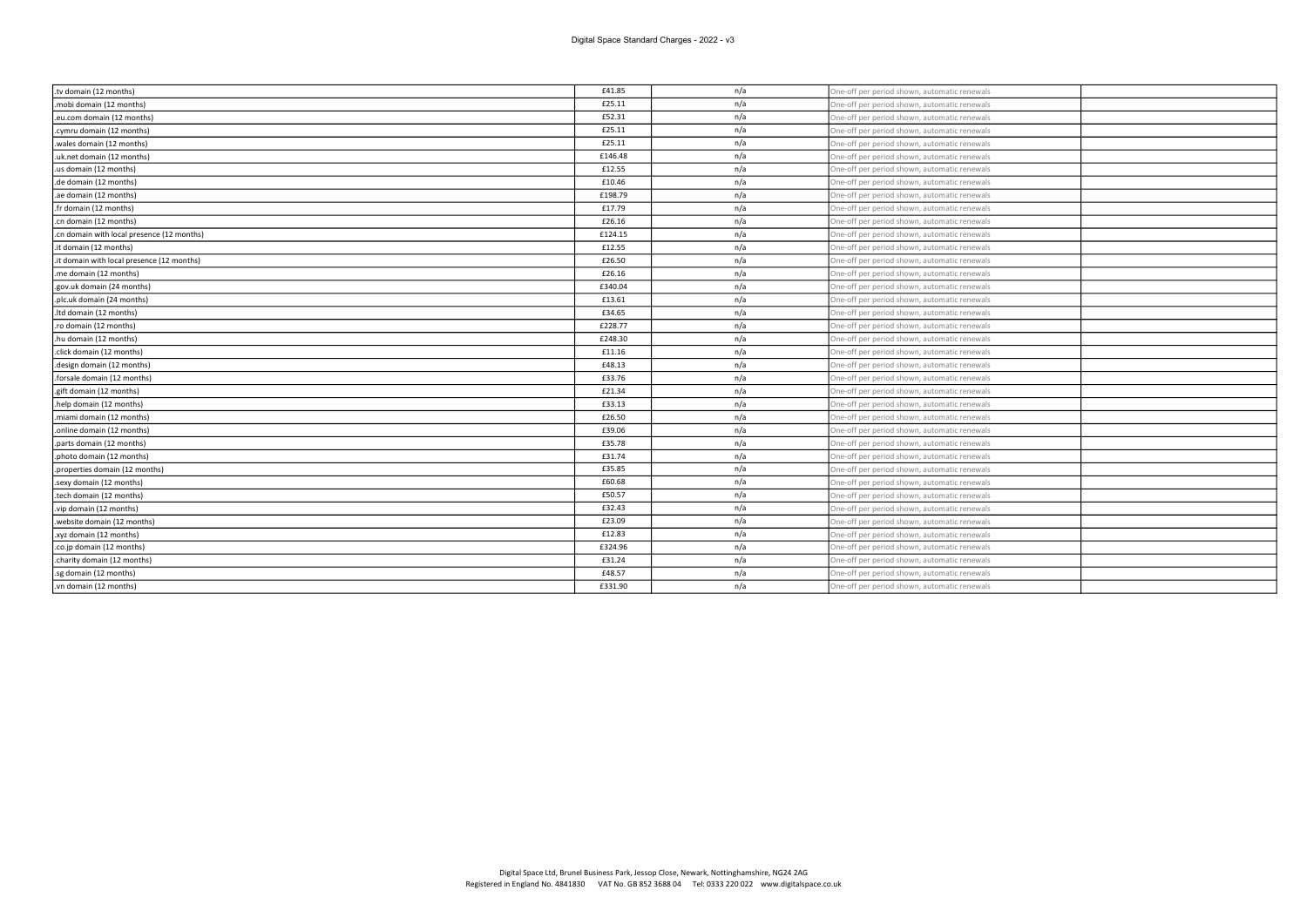| | | | | |
|---|---|---|---|---|
| .tv domain (12 months) | £41.85 | n/a | One-off per period shown, automatic renewals | |
| .mobi domain (12 months) | £25.11 | n/a | One-off per period shown, automatic renewals | |
| .eu.com domain (12 months) | £52.31 | n/a | One-off per period shown, automatic renewals | |
| .cymru domain (12 months) | £25.11 | n/a | One-off per period shown, automatic renewals | |
| .wales domain (12 months) | £25.11 | n/a | One-off per period shown, automatic renewals | |
| .uk.net domain (12 months) | £146.48 | n/a | One-off per period shown, automatic renewals | |
| .us domain (12 months) | £12.55 | n/a | One-off per period shown, automatic renewals | |
| .de domain (12 months) | £10.46 | n/a | One-off per period shown, automatic renewals | |
| .ae domain (12 months) | £198.79 | n/a | One-off per period shown, automatic renewals | |
| .fr domain (12 months) | £17.79 | n/a | One-off per period shown, automatic renewals | |
| .cn domain (12 months) | £26.16 | n/a | One-off per period shown, automatic renewals | |
| .cn domain with local presence (12 months) | £124.15 | n/a | One-off per period shown, automatic renewals | |
| .it domain (12 months) | £12.55 | n/a | One-off per period shown, automatic renewals | |
| .it domain with local presence (12 months) | £26.50 | n/a | One-off per period shown, automatic renewals | |
| .me domain (12 months) | £26.16 | n/a | One-off per period shown, automatic renewals | |
| .gov.uk domain (24 months) | £340.04 | n/a | One-off per period shown, automatic renewals | |
| .plc.uk domain (24 months) | £13.61 | n/a | One-off per period shown, automatic renewals | |
| .ltd domain (12 months) | £34.65 | n/a | One-off per period shown, automatic renewals | |
| .ro domain (12 months) | £228.77 | n/a | One-off per period shown, automatic renewals | |
| .hu domain (12 months) | £248.30 | n/a | One-off per period shown, automatic renewals | |
| .click domain (12 months) | £11.16 | n/a | One-off per period shown, automatic renewals | |
| .design domain (12 months) | £48.13 | n/a | One-off per period shown, automatic renewals | |
| .forsale domain (12 months) | £33.76 | n/a | One-off per period shown, automatic renewals | |
| .gift domain (12 months) | £21.34 | n/a | One-off per period shown, automatic renewals | |
| .help domain (12 months) | £33.13 | n/a | One-off per period shown, automatic renewals | |
| .miami domain (12 months) | £26.50 | n/a | One-off per period shown, automatic renewals | |
| .online domain (12 months) | £39.06 | n/a | One-off per period shown, automatic renewals | |
| .parts domain (12 months) | £35.78 | n/a | One-off per period shown, automatic renewals | |
| .photo domain (12 months) | £31.74 | n/a | One-off per period shown, automatic renewals | |
| .properties domain (12 months) | £35.85 | n/a | One-off per period shown, automatic renewals | |
| .sexy domain (12 months) | £60.68 | n/a | One-off per period shown, automatic renewals | |
| .tech domain (12 months) | £50.57 | n/a | One-off per period shown, automatic renewals | |
| .vip domain (12 months) | £32.43 | n/a | One-off per period shown, automatic renewals | |
| .website domain (12 months) | £23.09 | n/a | One-off per period shown, automatic renewals | |
| .xyz domain (12 months) | £12.83 | n/a | One-off per period shown, automatic renewals | |
| .co.jp domain (12 months) | £324.96 | n/a | One-off per period shown, automatic renewals | |
| .charity domain (12 months) | £31.24 | n/a | One-off per period shown, automatic renewals | |
| .sg domain (12 months) | £48.57 | n/a | One-off per period shown, automatic renewals | |
| .vn domain (12 months) | £331.90 | n/a | One-off per period shown, automatic renewals | |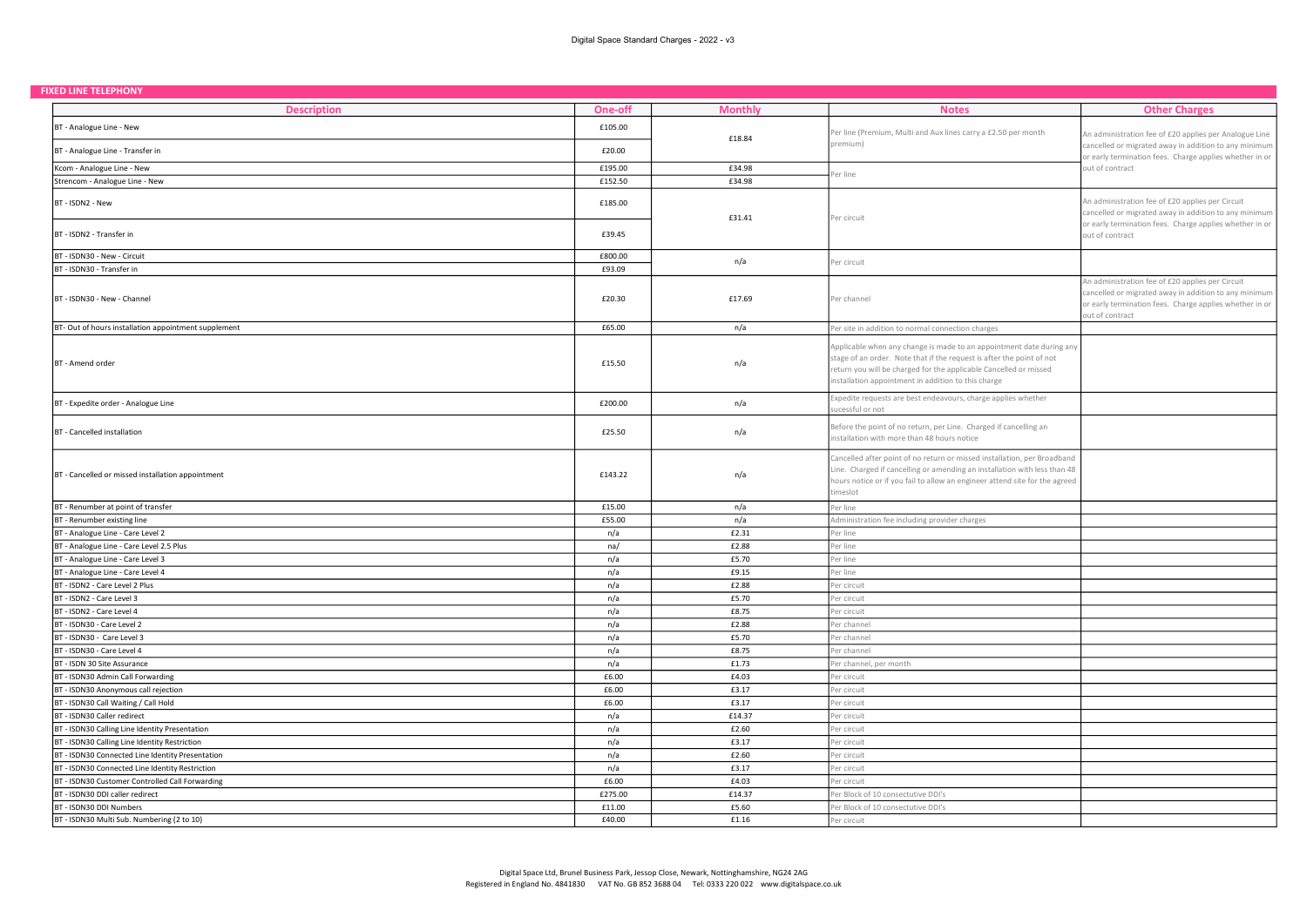## FIXED LINE TELEPHONY

| Description | One-off | Monthly | Notes | Other Charges |
|---|---|---|---|---|
| BT - Analogue Line - New | £105.00 | £18.84 | Per line (Premium, Multi and Aux lines carry a £2.50 per month premium) | An administration fee of £20 applies per Analogue Line cancelled or migrated away in addition to any minimum or early termination fees. Charge applies whether in or out of contract |
| BT - Analogue Line - Transfer in | £20.00 | | | |
| Kcom - Analogue Line - New | £195.00 | £34.98 | Per line | |
| Strencom - Analogue Line - New | £152.50 | £34.98 | | |
| BT - ISDN2 - New | £185.00 | £31.41 | Per circuit | An administration fee of £20 applies per Circuit cancelled or migrated away in addition to any minimum or early termination fees. Charge applies whether in or out of contract |
| BT - ISDN2 - Transfer in | £39.45 | | | |
| BT - ISDN30 - New - Circuit | £800.00 | n/a | Per circuit | |
| BT - ISDN30 - Transfer in | £93.09 | | | |
| BT - ISDN30 - New - Channel | £20.30 | £17.69 | Per channel | An administration fee of £20 applies per Circuit cancelled or migrated away in addition to any minimum or early termination fees. Charge applies whether in or out of contract |
| BT- Out of hours installation appointment supplement | £65.00 | n/a | Per site in addition to normal connection charges | |
| BT - Amend order | £15.50 | n/a | Applicable when any change is made to an appointment date during any stage of an order. Note that if the request is after the point of not return you will be charged for the applicable Cancelled or missed installation appointment in addition to this charge | |
| BT - Expedite order - Analogue Line | £200.00 | n/a | Expedite requests are best endeavours, charge applies whether sucessful or not | |
| BT - Cancelled installation | £25.50 | n/a | Before the point of no return, per Line. Charged if cancelling an installation with more than 48 hours notice | |
| BT - Cancelled or missed installation appointment | £143.22 | n/a | Cancelled after point of no return or missed installation, per Broadband Line. Charged if cancelling or amending an installation with less than 48 hours notice or if you fail to allow an engineer attend site for the agreed timeslot | |
| BT - Renumber at point of transfer | £15.00 | n/a | Per line | |
| BT - Renumber existing line | £55.00 | n/a | Administration fee including provider charges | |
| BT - Analogue Line - Care Level 2 | n/a | £2.31 | Per line | |
| BT - Analogue Line - Care Level 2.5 Plus | na/ | £2.88 | Per line | |
| BT - Analogue Line - Care Level 3 | n/a | £5.70 | Per line | |
| BT - Analogue Line - Care Level 4 | n/a | £9.15 | Per line | |
| BT - ISDN2 - Care Level 2 Plus | n/a | £2.88 | Per circuit | |
| BT - ISDN2 - Care Level 3 | n/a | £5.70 | Per circuit | |
| BT - ISDN2 - Care Level 4 | n/a | £8.75 | Per circuit | |
| BT - ISDN30 - Care Level 2 | n/a | £2.88 | Per channel | |
| BT - ISDN30 - Care Level 3 | n/a | £5.70 | Per channel | |
| BT - ISDN30 - Care Level 4 | n/a | £8.75 | Per channel | |
| BT - ISDN 30 Site Assurance | n/a | £1.73 | Per channel, per month | |
| BT - ISDN30 Admin Call Forwarding | £6.00 | £4.03 | Per circuit | |
| BT - ISDN30 Anonymous call rejection | £6.00 | £3.17 | Per circuit | |
| BT - ISDN30 Call Waiting / Call Hold | £6.00 | £3.17 | Per circuit | |
| BT - ISDN30 Caller redirect | n/a | £14.37 | Per circuit | |
| BT - ISDN30 Calling Line Identity Presentation | n/a | £2.60 | Per circuit | |
| BT - ISDN30 Calling Line Identity Restriction | n/a | £3.17 | Per circuit | |
| BT - ISDN30 Connected Line Identity Presentation | n/a | £2.60 | Per circuit | |
| BT - ISDN30 Connected Line Identity Restriction | n/a | £3.17 | Per circuit | |
| BT - ISDN30 Customer Controlled Call Forwarding | £6.00 | £4.03 | Per circuit | |
| BT - ISDN30 DDI caller redirect | £275.00 | £14.37 | Per Block of 10 consecutive DDI's | |
| BT - ISDN30 DDI Numbers | £11.00 | £5.60 | Per Block of 10 consecutive DDI's | |
| BT - ISDN30 Multi Sub. Numbering (2 to 10) | £40.00 | £1.16 | Per circuit | |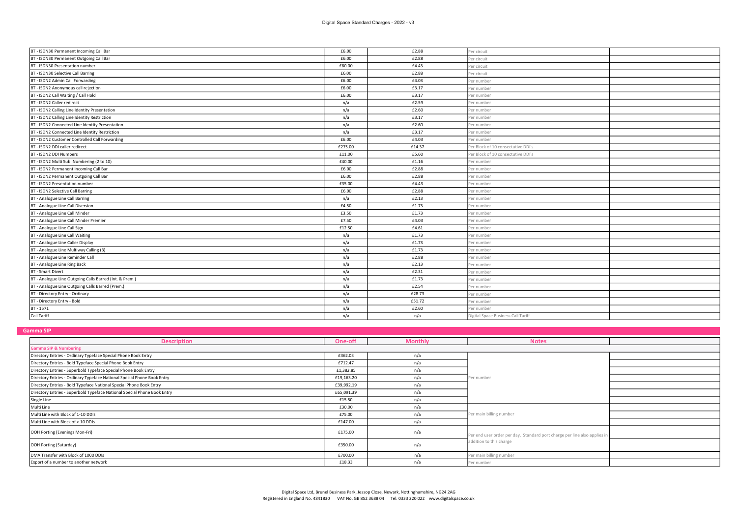| | | | | |
|---|---|---|---|---|
| BT - ISDN30 Permanent Incoming Call Bar | £6.00 | £2.88 | Per circuit | |
| BT - ISDN30 Permanent Outgoing Call Bar | £6.00 | £2.88 | Per circuit | |
| BT - ISDN30 Presentation number | £80.00 | £4.43 | Per circuit | |
| BT - ISDN30 Selective Call Barring | £6.00 | £2.88 | Per circuit | |
| BT - ISDN2 Admin Call Forwarding | £6.00 | £4.03 | Per number | |
| BT - ISDN2 Anonymous call rejection | £6.00 | £3.17 | Per number | |
| BT - ISDN2 Call Waiting / Call Hold | £6.00 | £3.17 | Per number | |
| BT - ISDN2 Caller redirect | n/a | £2.59 | Per number | |
| BT - ISDN2 Calling Line Identity Presentation | n/a | £2.60 | Per number | |
| BT - ISDN2 Calling Line Identity Restriction | n/a | £3.17 | Per number | |
| BT - ISDN2 Connected Line Identity Presentation | n/a | £2.60 | Per number | |
| BT - ISDN2 Connected Line Identity Restriction | n/a | £3.17 | Per number | |
| BT - ISDN2 Customer Controlled Call Forwarding | £6.00 | £4.03 | Per number | |
| BT - ISDN2 DDI caller redirect | £275.00 | £14.37 | Per Block of 10 consecutive DDI's | |
| BT - ISDN2 DDI Numbers | £11.00 | £5.60 | Per Block of 10 consecutive DDI's | |
| BT - ISDN2 Multi Sub. Numbering (2 to 10) | £40.00 | £1.16 | Per number | |
| BT - ISDN2 Permanent Incoming Call Bar | £6.00 | £2.88 | Per number | |
| BT - ISDN2 Permanent Outgoing Call Bar | £6.00 | £2.88 | Per number | |
| BT - ISDN2 Presentation number | £35.00 | £4.43 | Per number | |
| BT - ISDN2 Selective Call Barring | £6.00 | £2.88 | Per number | |
| BT - Analogue Line Call Barring | n/a | £2.13 | Per number | |
| BT - Analogue Line Call Diversion | £4.50 | £1.73 | Per number | |
| BT - Analogue Line Call Minder | £3.50 | £1.73 | Per number | |
| BT - Analogue Line Call Minder Premier | £7.50 | £4.03 | Per number | |
| BT - Analogue Line Call Sign | £12.50 | £4.61 | Per number | |
| BT - Analogue Line Call Waiting | n/a | £1.73 | Per number | |
| BT - Analogue Line Caller Display | n/a | £1.73 | Per number | |
| BT - Analogue Line Multiway Calling (3) | n/a | £1.73 | Per number | |
| BT - Analogue Line Reminder Call | n/a | £2.88 | Per number | |
| BT - Analogue Line Ring Back | n/a | £2.13 | Per number | |
| BT - Smart Divert | n/a | £2.31 | Per number | |
| BT - Analogue Line Outgoing Calls Barred (Int. & Prem.) | n/a | £1.73 | Per number | |
| BT - Analogue Line Outgoing Calls Barred (Prem.) | n/a | £2.54 | Per number | |
| BT - Directory Entry - Ordinary | n/a | £28.73 | Per number | |
| BT - Directory Entry - Bold | n/a | £51.72 | Per number | |
| BT - 1571 | n/a | £2.60 | Per number | |
| Call Tariff | n/a | n/a | Digtial Space Business Call Tariff | |

## Gamma SIP

| Description | One-off | Monthly | Notes | |
|---|---|---|---|---|
| **Gamma SIP & Numbering** | | | | |
| Directory Entries - Ordinary Typeface Special Phone Book Entry | £362.03 | n/a | Per number | |
| Directory Entries - Bold Typeface Special Phone Book Entry | £712.47 | n/a | | |
| Directory Entries - Superbold Typeface Special Phone Book Entry | £1,382.85 | n/a | | |
| Directory Entries - Ordinary Typeface National Special Phone Book Entry | £19,163.20 | n/a | | |
| Directory Entries - Bold Typeface National Special Phone Book Entry | £39,992.19 | n/a | | |
| Directory Entries - Superbold Typeface National Special Phone Book Entry | £65,091.39 | n/a | | |
| Single Line | £15.50 | n/a | Per main billing number | |
| Multi Line | £30.00 | n/a | | |
| Multi Line with Block of 1-10 DDIs | £75.00 | n/a | | |
| Multi Line with Block of > 10 DDIs | £147.00 | n/a | | |
| OOH Porting (Evenings Mon-Fri) | £175.00 | n/a | Per end user order per day. Standard port charge per line also applies in addition to this charge | |
| OOH Porting (Saturday) | £350.00 | n/a | | |
| DMA Transfer with Block of 1000 DDIs | £700.00 | n/a | Per main billing number | |
| Export of a number to another network | £18.33 | n/a | Per number | |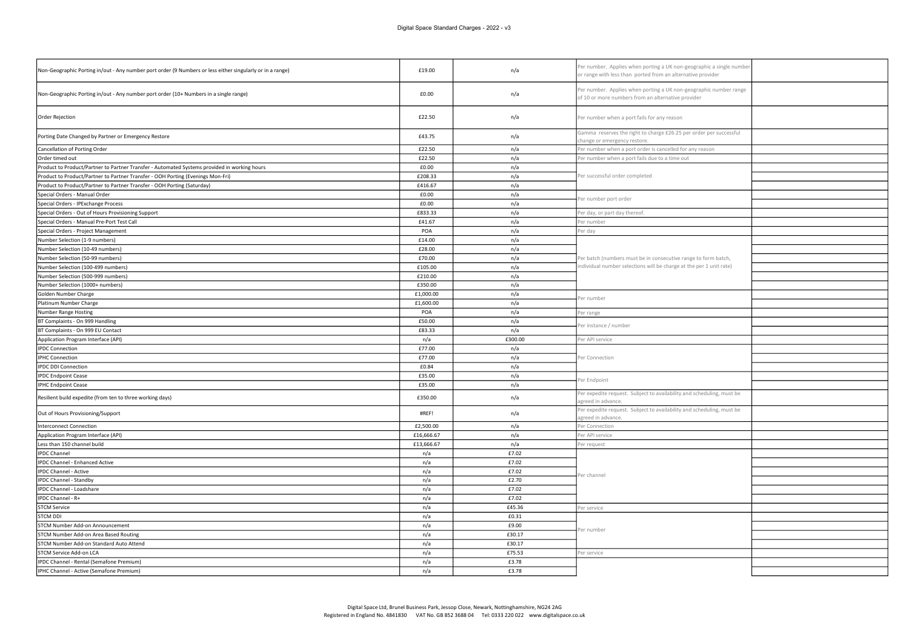| | | | | |
|---|---|---|---|---|
| Non-Geographic Porting in/out - Any number port order (9 Numbers or less either singularly or in a range) | £19.00 | n/a | Per number. Applies when porting a UK non-geographic a single number or range with less than ported from an alternative provider | |
| Non-Geographic Porting in/out - Any number port order (10+ Numbers in a single range) | £0.00 | n/a | Per number. Applies when porting a UK non-geographic number range of 10 or more numbers from an alternative provider | |
| Order Rejection | £22.50 | n/a | Per number when a port fails for any reason | |
| Porting Date Changed by Partner or Emergency Restore | £43.75 | n/a | Gamma reserves the right to charge £26.25 per order per successful change or emergency restore. | |
| Cancellation of Porting Order | £22.50 | n/a | Per number when a port order is cancelled for any reason | |
| Order timed out | £22.50 | n/a | Per number when a port fails due to a time out | |
| Product to Product/Partner to Partner Transfer - Automated Systems provided in working hours | £0.00 | n/a | Per successful order completed | |
| Product to Product/Partner to Partner Transfer - OOH Porting (Evenings Mon-Fri) | £208.33 | n/a | | |
| Product to Product/Partner to Partner Transfer - OOH Porting (Saturday) | £416.67 | n/a | | |
| Special Orders - Manual Order | £0.00 | n/a | Per number port order | |
| Special Orders - IPExchange Process | £0.00 | n/a | | |
| Special Orders - Out of Hours Provisioning Support | £833.33 | n/a | Per day, or part day thereof. | |
| Special Orders - Manual Pre-Port Test Call | £41.67 | n/a | Per number | |
| Special Orders - Project Management | POA | n/a | Per day | |
| Number Selection (1-9 numbers) | £14.00 | n/a | Per batch (numbers must be in consecutive range to form batch, individual number selections will be charge at the per 1 unit rate) | |
| Number Selection (10-49 numbers) | £28.00 | n/a | | |
| Number Selection (50-99 numbers) | £70.00 | n/a | | |
| Number Selection (100-499 numbers) | £105.00 | n/a | | |
| Number Selection (500-999 numbers) | £210.00 | n/a | | |
| Number Selection (1000+ numbers) | £350.00 | n/a | | |
| Golden Number Charge | £1,000.00 | n/a | Per number | |
| Platinum Number Charge | £1,600.00 | n/a | | |
| Number Range Hosting | POA | n/a | Per range | |
| BT Complaints - On 999 Handling | £50.00 | n/a | Per instance / number | |
| BT Complaints - On 999 EU Contact | £83.33 | n/a | | |
| Application Program Interface (API) | n/a | £300.00 | Per API service | |
| IPDC Connection | £77.00 | n/a | Per Connection | |
| IPHC Connection | £77.00 | n/a | | |
| IPDC DDI Connection | £0.84 | n/a | | |
| IPDC Endpoint Cease | £35.00 | n/a | Per Endpoint | |
| IPHC Endpoint Cease | £35.00 | n/a | | |
| Resilient build expedite (from ten to three working days) | £350.00 | n/a | Per expedite request. Subject to availability and scheduling, must be agreed in advance. | |
| Out of Hours Provisioning/Support | #REF! | n/a | Per expedite request. Subject to availability and scheduling, must be agreed in advance. | |
| Interconnect Connection | £2,500.00 | n/a | Per Connection | |
| Application Program Interface (API) | £16,666.67 | n/a | Per API service | |
| Less than 150 channel build | £13,666.67 | n/a | Per request | |
| IPDC Channel | n/a | £7.02 | Per channel | |
| IPDC Channel - Enhanced Active | n/a | £7.02 | | |
| IPDC Channel - Active | n/a | £7.02 | | |
| IPDC Channel - Standby | n/a | £2.70 | | |
| IPDC Channel - Loadshare | n/a | £7.02 | | |
| IPDC Channel - R+ | n/a | £7.02 | | |
| STCM Service | n/a | £45.36 | Per service | |
| STCM DDI | n/a | £0.31 | Per number | |
| STCM Number Add-on Announcement | n/a | £9.00 | | |
| STCM Number Add-on Area Based Routing | n/a | £30.17 | | |
| STCM Number Add-on Standard Auto Attend | n/a | £30.17 | | |
| STCM Service Add-on LCA | n/a | £75.53 | Per service | |
| IPDC Channel - Rental (Semafone Premium) | n/a | £3.78 | | |
| IPHC Channel - Active (Semafone Premium) | n/a | £3.78 | | |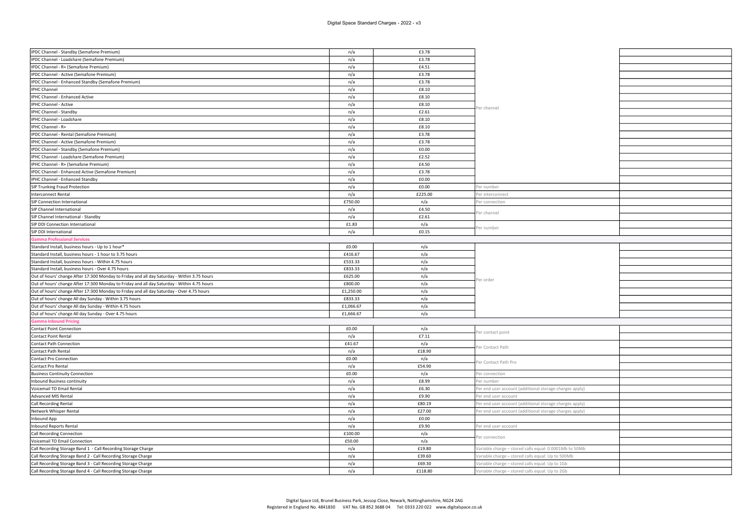| | | | | |
|---|---|---|---|---|
| IPDC Channel - Standby (Semafone Premium) | n/a | £3.78 | Per channel | |
| IPDC Channel - Loadshare (Semafone Premium) | n/a | £3.78 | | |
| IPDC Channel - R+ (Semafone Premium) | n/a | £4.51 | | |
| IPDC Channel - Active (Semafone Premium) | n/a | £3.78 | | |
| IPDC Channel - Enhanced Standby (Semafone Premium) | n/a | £3.78 | | |
| IPHC Channel | n/a | £8.10 | | |
| IPHC Channel - Enhanced Active | n/a | £8.10 | | |
| IPHC Channel - Active | n/a | £8.10 | | |
| IPHC Channel - Standby | n/a | £2.61 | | |
| IPHC Channel - Loadshare | n/a | £8.10 | | |
| IPHC Channel - R+ | n/a | £8.10 | | |
| IPDC Channel - Rental (Semafone Premium) | n/a | £3.78 | | |
| IPHC Channel - Active (Semafone Premium) | n/a | £3.78 | | |
| IPDC Channel - Standby (Semafone Premium) | n/a | £0.00 | | |
| IPHC Channel - Loadshare (Semafone Premium) | n/a | £2.52 | | |
| IPHC Channel - R+ (Semafone Premium) | n/a | £4.50 | | |
| IPDC Channel - Enhanced Active (Semafone Premium) | n/a | £3.78 | | |
| IPHC Channel - Enhanced Standby | n/a | £0.00 | | |
| SIP Trunking Fraud Protection | n/a | £0.00 | Per number | |
| Interconnect Rental | n/a | £225.00 | Per interconnect | |
| SIP Connection International | £750.00 | n/a | Per connection | |
| SIP Channel International | n/a | £4.50 | Per channel | |
| SIP Channel International - Standby | n/a | £2.61 | | |
| SIP DDI Connection International | £1.83 | n/a | Per number | |
| SIP DDI International | n/a | £0.15 | | |
| **Gamma Professional Services** | | | | |
| Standard Install, business hours - Up to 1 hour* | £0.00 | n/a | Per order | |
| Standard Install, business hours - 1 hour to 3.75 hours | £416.67 | n/a | | |
| Standard Install, business hours - Within 4.75 hours | £533.33 | n/a | | |
| Standard Install, business hours - Over 4.75 hours | £833.33 | n/a | | |
| Out of hours' change After 17:300 Monday to Friday and all day Saturday - Within 3.75 hours | £625.00 | n/a | | |
| Out of hours' change After 17:300 Monday to Friday and all day Saturday - Within 4.75 hours | £800.00 | n/a | | |
| Out of hours' change After 17:300 Monday to Friday and all day Saturday - Over 4.75 hours | £1,250.00 | n/a | | |
| Out of hours' change All day Sunday - Within 3.75 hours | £833.33 | n/a | | |
| Out of hours' change All day Sunday - Within 4.75 hours | £1,066.67 | n/a | | |
| Out of hours' change All day Sunday - Over 4.75 hours | £1,666.67 | n/a | | |
| **Gamma Inbound Pricing** | | | | |
| Contact Point Connection | £0.00 | n/a | Per contact point | |
| Contact Point Rental | n/a | £7.11 | | |
| Contact Path Connection | £41.67 | n/a | Per Contact Path | |
| Contact Path Rental | n/a | £18.90 | | |
| Contact Pro Connection | £0.00 | n/a | Per Contact Path Pro | |
| Contact Pro Rental | n/a | £54.90 | | |
| Business Continuity Connection | £0.00 | n/a | Per connection | |
| Inbound Business continuity | n/a | £8.99 | Per number | |
| Voicemail TO Email Rental | n/a | £6.30 | Per end user account (additional storage charges apply) | |
| Advanced MIS Rental | n/a | £9.90 | Per end user account | |
| Call Recording Rental | n/a | £80.19 | Per end user account (additional storage charges apply) | |
| Network Whisper Rental | n/a | £27.00 | Per end user account (additional storage charges apply) | |
| Inbound App | n/a | £0.00 | | |
| Inbound Reports Rental | n/a | £9.90 | Per end user account | |
| Call Recording Connection | £100.00 | n/a | Per connection | |
| Voicemail TO Email Connection | £50.00 | n/a | | |
| Call Recording Storage Band 1 - Call Recording Storage Charge | n/a | £19.80 | Variable charge – stored calls equal: 0.0001Mb to 50Mb | |
| Call Recording Storage Band 2 - Call Recording Storage Charge | n/a | £39.60 | Variable charge – stored calls equal: Up to 500Mb | |
| Call Recording Storage Band 3 - Call Recording Storage Charge | n/a | £69.30 | Variable charge – stored calls equal: Up to 1Gb | |
| Call Recording Storage Band 4 - Call Recording Storage Charge | n/a | £118.80 | Variable charge – stored calls equal: Up to 2Gb | |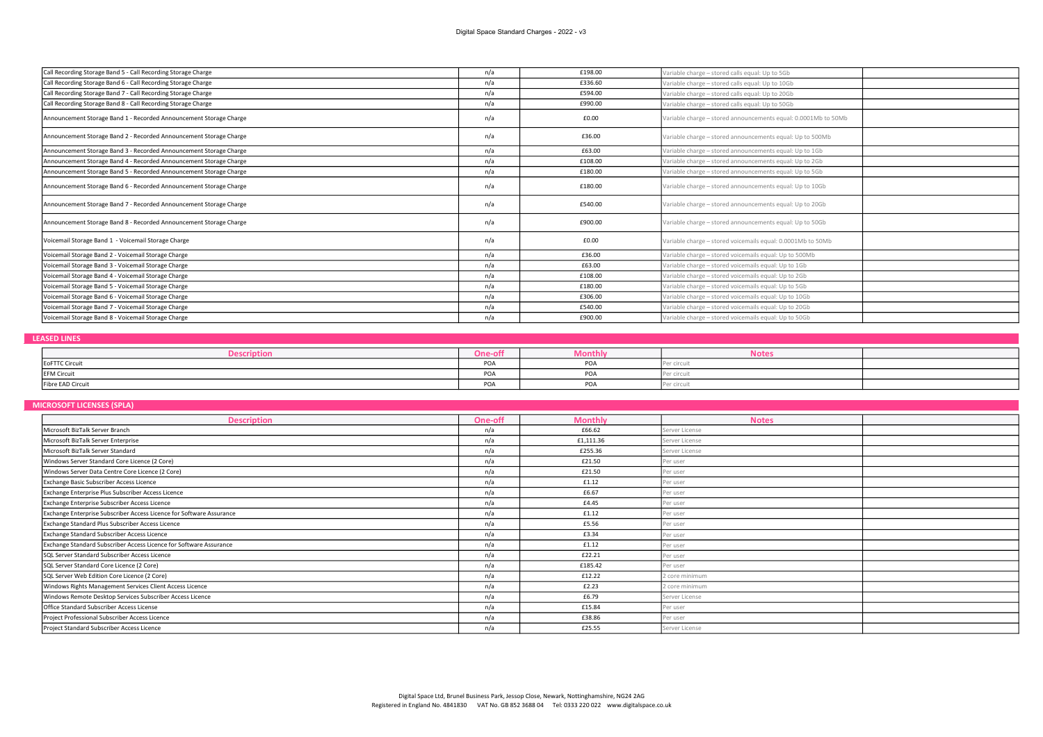| Call Recording Storage Band 5 - Call Recording Storage Charge | n/a | £198.00 | Variable charge – stored calls equal: Up to 5Gb | |
|---|---|---|---|---|
| Call Recording Storage Band 6 - Call Recording Storage Charge | n/a | £336.60 | Variable charge – stored calls equal: Up to 10Gb | |
| Call Recording Storage Band 7 - Call Recording Storage Charge | n/a | £594.00 | Variable charge – stored calls equal: Up to 20Gb | |
| Call Recording Storage Band 8 - Call Recording Storage Charge | n/a | £990.00 | Variable charge – stored calls equal: Up to 50Gb | |
| Announcement Storage Band 1 - Recorded Announcement Storage Charge | n/a | £0.00 | Variable charge – stored announcements equal: 0.0001Mb to 50Mb | |
| Announcement Storage Band 2 - Recorded Announcement Storage Charge | n/a | £36.00 | Variable charge – stored announcements equal: Up to 500Mb | |
| Announcement Storage Band 3 - Recorded Announcement Storage Charge | n/a | £63.00 | Variable charge – stored announcements equal: Up to 1Gb | |
| Announcement Storage Band 4 - Recorded Announcement Storage Charge | n/a | £108.00 | Variable charge – stored announcements equal: Up to 2Gb | |
| Announcement Storage Band 5 - Recorded Announcement Storage Charge | n/a | £180.00 | Variable charge – stored announcements equal: Up to 5Gb | |
| Announcement Storage Band 6 - Recorded Announcement Storage Charge | n/a | £180.00 | Variable charge – stored announcements equal: Up to 10Gb | |
| Announcement Storage Band 7 - Recorded Announcement Storage Charge | n/a | £540.00 | Variable charge – stored announcements equal: Up to 20Gb | |
| Announcement Storage Band 8 - Recorded Announcement Storage Charge | n/a | £900.00 | Variable charge – stored announcements equal: Up to 50Gb | |
| Voicemail Storage Band 1 - Voicemail Storage Charge | n/a | £0.00 | Variable charge – stored voicemails equal: 0.0001Mb to 50Mb | |
| Voicemail Storage Band 2 - Voicemail Storage Charge | n/a | £36.00 | Variable charge – stored voicemails equal: Up to 500Mb | |
| Voicemail Storage Band 3 - Voicemail Storage Charge | n/a | £63.00 | Variable charge – stored voicemails equal: Up to 1Gb | |
| Voicemail Storage Band 4 - Voicemail Storage Charge | n/a | £108.00 | Variable charge – stored voicemails equal: Up to 2Gb | |
| Voicemail Storage Band 5 - Voicemail Storage Charge | n/a | £180.00 | Variable charge – stored voicemails equal: Up to 5Gb | |
| Voicemail Storage Band 6 - Voicemail Storage Charge | n/a | £306.00 | Variable charge – stored voicemails equal: Up to 10Gb | |
| Voicemail Storage Band 7 - Voicemail Storage Charge | n/a | £540.00 | Variable charge – stored voicemails equal: Up to 20Gb | |
| Voicemail Storage Band 8 - Voicemail Storage Charge | n/a | £900.00 | Variable charge – stored voicemails equal: Up to 50Gb | |

## LEASED LINES

| Description | One-off | Monthly | Notes | |
|---|---|---|---|---|
| EoFTTC Circuit | POA | POA | Per circuit | |
| EFM Circuit | POA | POA | Per circuit | |
| Fibre EAD Circuit | POA | POA | Per circuit | |

## MICROSOFT LICENSES (SPLA)

| Description | One-off | Monthly | Notes | |
|---|---|---|---|---|
| Microsoft BizTalk Server Branch | n/a | £66.62 | Server License | |
| Microsoft BizTalk Server Enterprise | n/a | £1,111.36 | Server License | |
| Microsoft BizTalk Server Standard | n/a | £255.36 | Server License | |
| Windows Server Standard Core Licence (2 Core) | n/a | £21.50 | Per user | |
| Windows Server Data Centre Core Licence (2 Core) | n/a | £21.50 | Per user | |
| Exchange Basic Subscriber Access Licence | n/a | £1.12 | Per user | |
| Exchange Enterprise Plus Subscriber Access Licence | n/a | £6.67 | Per user | |
| Exchange Enterprise Subscriber Access Licence | n/a | £4.45 | Per user | |
| Exchange Enterprise Subscriber Access Licence for Software Assurance | n/a | £1.12 | Per user | |
| Exchange Standard Plus Subscriber Access Licence | n/a | £5.56 | Per user | |
| Exchange Standard Subscriber Access Licence | n/a | £3.34 | Per user | |
| Exchange Standard Subscriber Access Licence for Software Assurance | n/a | £1.12 | Per user | |
| SQL Server Standard Subscriber Access Licence | n/a | £22.21 | Per user | |
| SQL Server Standard Core Licence (2 Core) | n/a | £185.42 | Per user | |
| SQL Server Web Edition Core Licence (2 Core) | n/a | £12.22 | 2 core minimum | |
| Windows Rights Management Services Client Access Licence | n/a | £2.23 | 2 core minimum | |
| Windows Remote Desktop Services Subscriber Access Licence | n/a | £6.79 | Server License | |
| Office Standard Subscriber Access License | n/a | £15.84 | Per user | |
| Project Professional Subscriber Access Licence | n/a | £38.86 | Per user | |
| Project Standard Subscriber Access Licence | n/a | £25.55 | Server License | |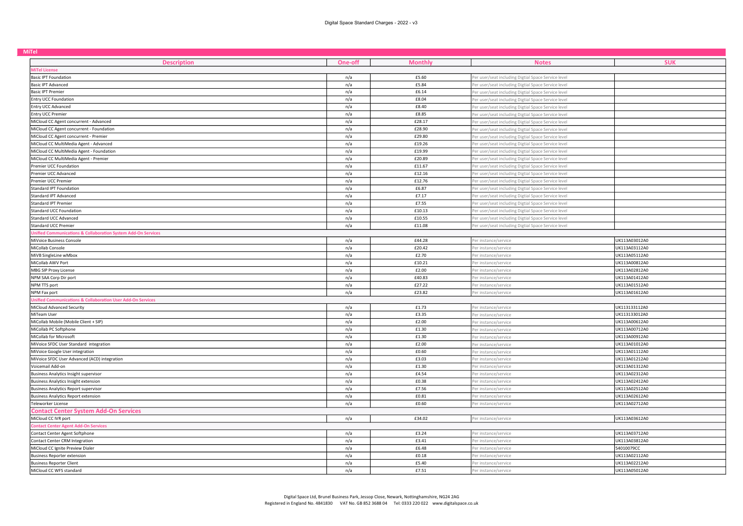Digital Space Standard Charges - 2022 - v3

## MiTel

| Description | One-off | Monthly | Notes | SUK |
|---|---|---|---|---|
| **MiTel License** | | | | |
| Basic IPT Foundation | n/a | £5.60 | Per user/seat including Digtial Space Service level | |
| Basic IPT Advanced | n/a | £5.84 | Per user/seat including Digtial Space Service level | |
| Basic IPT Premier | n/a | £6.14 | Per user/seat including Digtial Space Service level | |
| Entry UCC Foundation | n/a | £8.04 | Per user/seat including Digtial Space Service level | |
| Entry UCC Advanced | n/a | £8.40 | Per user/seat including Digtial Space Service level | |
| Entry UCC Premier | n/a | £8.85 | Per user/seat including Digtial Space Service level | |
| MiCloud CC Agent concurrent - Advanced | n/a | £28.17 | Per user/seat including Digtial Space Service level | |
| MiCloud CC Agent concurrent - Foundation | n/a | £28.90 | Per user/seat including Digtial Space Service level | |
| MiCloud CC Agent concurrent - Premier | n/a | £29.80 | Per user/seat including Digtial Space Service level | |
| MiCloud CC MultiMedia Agent - Advanced | n/a | £19.26 | Per user/seat including Digtial Space Service level | |
| MiCloud CC MultiMedia Agent - Foundation | n/a | £19.99 | Per user/seat including Digtial Space Service level | |
| MiCloud CC MultiMedia Agent - Premier | n/a | £20.89 | Per user/seat including Digtial Space Service level | |
| Premier UCC Foundation | n/a | £11.67 | Per user/seat including Digtial Space Service level | |
| Premier UCC Advanced | n/a | £12.16 | Per user/seat including Digtial Space Service level | |
| Premier UCC Premier | n/a | £12.76 | Per user/seat including Digtial Space Service level | |
| Standard IPT Foundation | n/a | £6.87 | Per user/seat including Digtial Space Service level | |
| Standard IPT Advanced | n/a | £7.17 | Per user/seat including Digtial Space Service level | |
| Standard IPT Premier | n/a | £7.55 | Per user/seat including Digtial Space Service level | |
| Standard UCC Foundation | n/a | £10.13 | Per user/seat including Digtial Space Service level | |
| Standard UCC Advanced | n/a | £10.55 | Per user/seat including Digtial Space Service level | |
| Standard UCC Premier | n/a | £11.08 | Per user/seat including Digtial Space Service level | |
| **Unified Communications & Collaboration System Add-On Services** | | | | |
| MiVoice Business Console | n/a | £44.28 | Per instance/service | UK113A03012A0 |
| MiCollab Console | n/a | £20.42 | Per instance/service | UK113A03112A0 |
| MiVB SingleLine wMbox | n/a | £2.70 | Per instance/service | UK113A05112A0 |
| MiCollab AWV Port | n/a | £10.21 | Per instance/service | UK113A00812A0 |
| MBG SIP Proxy License | n/a | £2.00 | Per instance/service | UK113A02812A0 |
| NPM SAA Corp Dir port | n/a | £40.83 | Per instance/service | UK113A01412A0 |
| NPM TTS port | n/a | £27.22 | Per instance/service | UK113A01512A0 |
| NPM Fax port | n/a | £23.82 | Per instance/service | UK113A01612A0 |
| **Unified Communications & Collaboration User Add-On Services** | | | | |
| MiCloud Advanced Security | n/a | £1.73 | Per instance/service | UK113133112A0 |
| MiTeam User | n/a | £3.35 | Per instance/service | UK113133012A0 |
| MiCollab Mobile (Mobile Client + SIP) | n/a | £2.00 | Per instance/service | UK113A00612A0 |
| MiCollab PC Softphone | n/a | £1.30 | Per instance/service | UK113A00712A0 |
| MiCollab for Microsoft | n/a | £1.30 | Per instance/service | UK113A00912A0 |
| MiVoice SFDC User Standard integration | n/a | £2.00 | Per instance/service | UK113A01012A0 |
| MiVoice Google User integration | n/a | £0.60 | Per instance/service | UK113A01112A0 |
| MiVoice SFDC User Advanced (ACD) integration | n/a | £3.03 | Per instance/service | UK113A01212A0 |
| Voicemail Add-on | n/a | £1.30 | Per instance/service | UK113A01312A0 |
| Business Analytics Insight supervisor | n/a | £4.54 | Per instance/service | UK113A02312A0 |
| Business Analytics Insight extension | n/a | £0.38 | Per instance/service | UK113A02412A0 |
| Business Analytics Report supervisor | n/a | £7.56 | Per instance/service | UK113A02512A0 |
| Business Analytics Report extension | n/a | £0.81 | Per instance/service | UK113A02612A0 |
| Teleworker License | n/a | £0.60 | Per instance/service | UK113A02712A0 |
| **Contact Center System Add-On Services** | | | | |
| MiCloud CC IVR port | n/a | £34.02 | Per instance/service | UK113A03612A0 |
| **Contact Center Agent Add-On Services** | | | | |
| Contact Center Agent Softphone | n/a | £3.24 | Per instance/service | UK113A03712A0 |
| Contact Center CRM Integration | n/a | £3.41 | Per instance/service | UK113A03812A0 |
| MiCloud CC Ignite Preview Dialer | n/a | £6.48 | Per instance/service | 54010079CC |
| Business Reporter extension | n/a | £0.18 | Per instance/service | UK113A02112A0 |
| Business Reporter Client | n/a | £5.40 | Per instance/service | UK113A02212A0 |
| MiCloud CC WFS standard | n/a | £7.51 | Per instance/service | UK113A05012A0 |

Digital Space Ltd, Brunel Business Park, Jessop Close, Newark, Nottinghamshire, NG24 2AG
Registered in England No. 4841830 VAT No. GB 852 3688 04 Tel: 0333 220 022 www.digitalspace.co.uk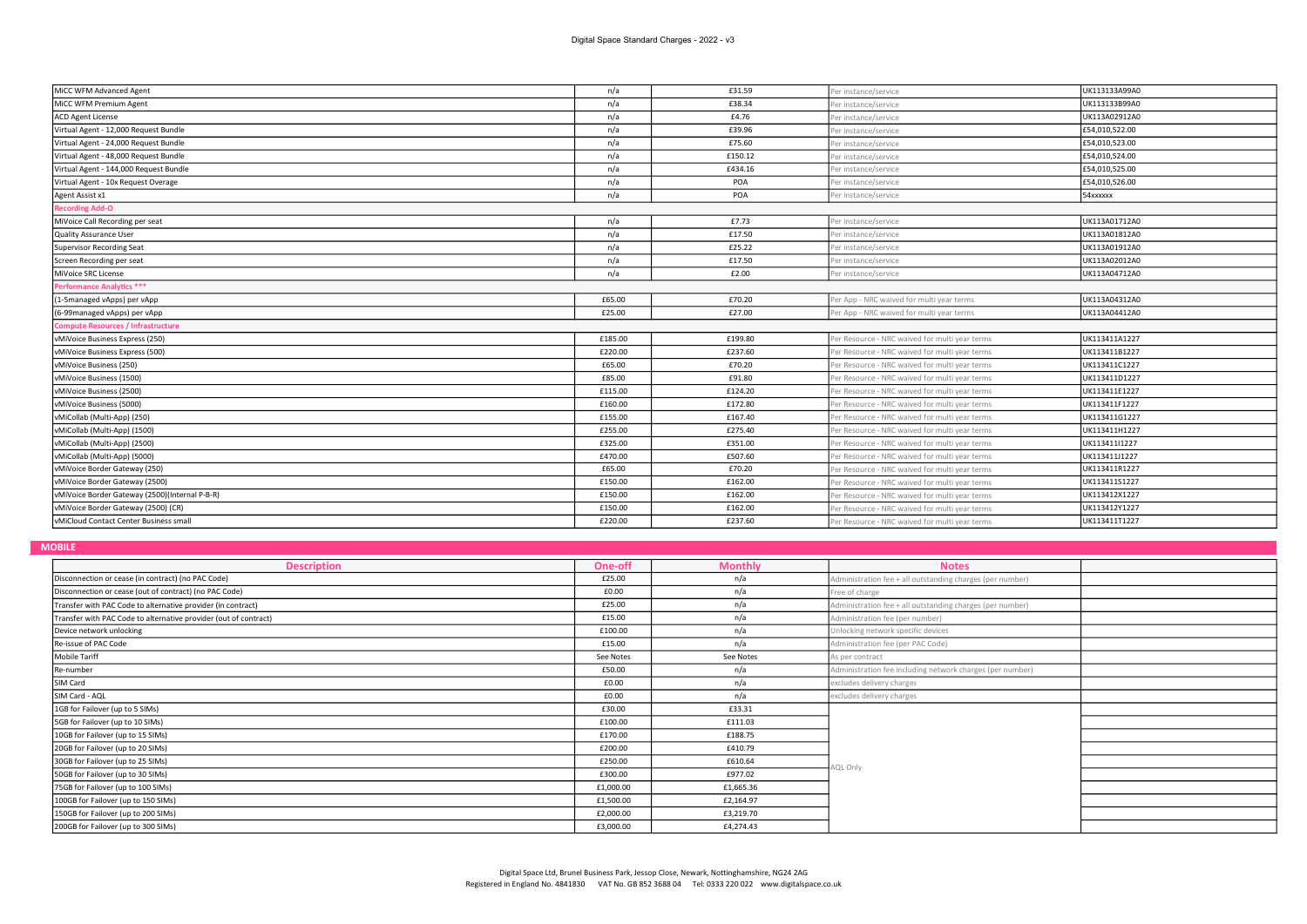| | | | | |
|---|---|---|---|---|
| MiCC WFM Advanced Agent | n/a | £31.59 | Per instance/service | UK113133A99A0 |
| MiCC WFM Premium Agent | n/a | £38.34 | Per instance/service | UK113133B99A0 |
| ACD Agent License | n/a | £4.76 | Per instance/service | UK113A02912A0 |
| Virtual Agent - 12,000 Request Bundle | n/a | £39.96 | Per instance/service | £54,010,522.00 |
| Virtual Agent - 24,000 Request Bundle | n/a | £75.60 | Per instance/service | £54,010,523.00 |
| Virtual Agent - 48,000 Request Bundle | n/a | £150.12 | Per instance/service | £54,010,524.00 |
| Virtual Agent - 144,000 Request Bundle | n/a | £434.16 | Per instance/service | £54,010,525.00 |
| Virtual Agent - 10x Request Overage | n/a | POA | Per instance/service | £54,010,526.00 |
| Agent Assist x1 | n/a | POA | Per instance/service | 54xxxxxx |
| **Recording Add-O** | | | | |
| MiVoice Call Recording per seat | n/a | £7.73 | Per instance/service | UK113A01712A0 |
| Quality Assurance User | n/a | £17.50 | Per instance/service | UK113A01812A0 |
| Supervisor Recording Seat | n/a | £25.22 | Per instance/service | UK113A01912A0 |
| Screen Recording per seat | n/a | £17.50 | Per instance/service | UK113A02012A0 |
| MiVoice SRC License | n/a | £2.00 | Per instance/service | UK113A04712A0 |
| **Performance Analytics *** ** | | | | |
| (1-5managed vApps) per vApp | £65.00 | £70.20 | Per App - NRC waived for multi year terms | UK113A04312A0 |
| (6-99managed vApps) per vApp | £25.00 | £27.00 | Per App - NRC waived for multi year terms | UK113A04412A0 |
| **Compute Resources / Infrastructure** | | | | |
| vMiVoice Business Express (250) | £185.00 | £199.80 | Per Resource - NRC waived for multi year terms | UK113411A1227 |
| vMiVoice Business Express (500) | £220.00 | £237.60 | Per Resource - NRC waived for multi year terms | UK113411B1227 |
| vMiVoice Business (250) | £65.00 | £70.20 | Per Resource - NRC waived for multi year terms | UK113411C1227 |
| vMiVoice Business (1500) | £85.00 | £91.80 | Per Resource - NRC waived for multi year terms | UK113411D1227 |
| vMiVoice Business (2500) | £115.00 | £124.20 | Per Resource - NRC waived for multi year terms | UK113411E1227 |
| vMiVoice Business (5000) | £160.00 | £172.80 | Per Resource - NRC waived for multi year terms | UK113411F1227 |
| vMiCollab (Multi-App) (250) | £155.00 | £167.40 | Per Resource - NRC waived for multi year terms | UK113411G1227 |
| vMiCollab (Multi-App) (1500) | £255.00 | £275.40 | Per Resource - NRC waived for multi year terms | UK113411H1227 |
| vMiCollab (Multi-App) (2500) | £325.00 | £351.00 | Per Resource - NRC waived for multi year terms | UK113411I1227 |
| vMiCollab (Multi-App) (5000) | £470.00 | £507.60 | Per Resource - NRC waived for multi year terms | UK113411J1227 |
| vMiVoice Border Gateway (250) | £65.00 | £70.20 | Per Resource - NRC waived for multi year terms | UK113411R1227 |
| vMiVoice Border Gateway (2500) | £150.00 | £162.00 | Per Resource - NRC waived for multi year terms | UK113411S1227 |
| vMiVoice Border Gateway (2500)(Internal P-B-R) | £150.00 | £162.00 | Per Resource - NRC waived for multi year terms | UK113412X1227 |
| vMiVoice Border Gateway (2500) (CR) | £150.00 | £162.00 | Per Resource - NRC waived for multi year terms | UK113412Y1227 |
| vMiCloud Contact Center Business small | £220.00 | £237.60 | Per Resource - NRC waived for multi year terms | UK113411T1227 |

## MOBILE

| Description | One-off | Monthly | Notes | |
|---|---|---|---|---|
| Disconnection or cease (in contract) (no PAC Code) | £25.00 | n/a | Administration fee + all outstanding charges (per number) | |
| Disconnection or cease (out of contract) (no PAC Code) | £0.00 | n/a | Free of charge | |
| Transfer with PAC Code to alternative provider (in contract) | £25.00 | n/a | Administration fee + all outstanding charges (per number) | |
| Transfer with PAC Code to alternative provider (out of contract) | £15.00 | n/a | Administration fee (per number) | |
| Device network unlocking | £100.00 | n/a | Unlocking network specific devices | |
| Re-issue of PAC Code | £15.00 | n/a | Administration fee (per PAC Code) | |
| Mobile Tariff | See Notes | See Notes | As per contract | |
| Re-number | £50.00 | n/a | Administration fee including network charges (per number) | |
| SIM Card | £0.00 | n/a | excludes delivery charges | |
| SIM Card - AQL | £0.00 | n/a | excludes delivery charges | |
| 1GB for Failover (up to 5 SIMs) | £30.00 | £33.31 | AQL Only | |
| 5GB for Failover (up to 10 SIMs) | £100.00 | £111.03 | AQL Only | |
| 10GB for Failover (up to 15 SIMs) | £170.00 | £188.75 | AQL Only | |
| 20GB for Failover (up to 20 SIMs) | £200.00 | £410.79 | AQL Only | |
| 30GB for Failover (up to 25 SIMs) | £250.00 | £610.64 | AQL Only | |
| 50GB for Failover (up to 30 SIMs) | £300.00 | £977.02 | AQL Only | |
| 75GB for Failover (up to 100 SIMs) | £1,000.00 | £1,665.36 | AQL Only | |
| 100GB for Failover (up to 150 SIMs) | £1,500.00 | £2,164.97 | AQL Only | |
| 150GB for Failover (up to 200 SIMs) | £2,000.00 | £3,219.70 | AQL Only | |
| 200GB for Failover (up to 300 SIMs) | £3,000.00 | £4,274.43 | AQL Only | |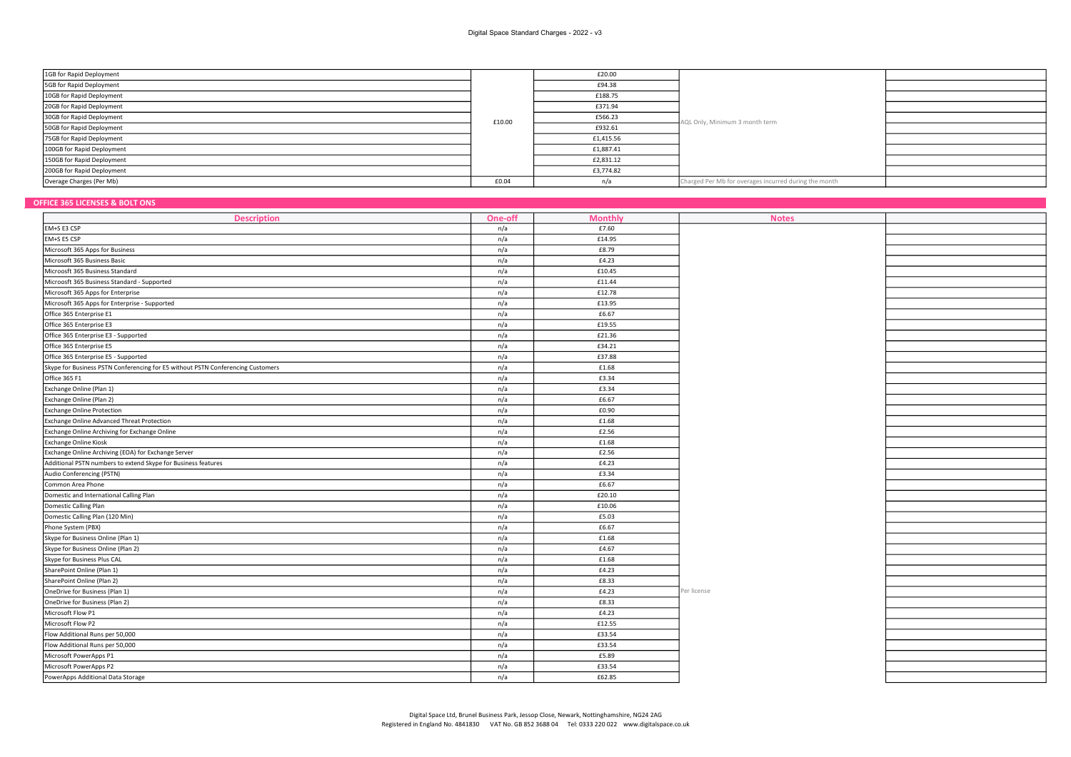| | | | | |
|---|---|---|---|---|
| 1GB for Rapid Deployment | £10.00 | £20.00 | AQL Only, Minimum 3 month term | |
| 5GB for Rapid Deployment | | £94.38 | | |
| 10GB for Rapid Deployment | | £188.75 | | |
| 20GB for Rapid Deployment | | £371.94 | | |
| 30GB for Rapid Deployment | | £566.23 | | |
| 50GB for Rapid Deployment | | £932.61 | | |
| 75GB for Rapid Deployment | | £1,415.56 | | |
| 100GB for Rapid Deployment | | £1,887.41 | | |
| 150GB for Rapid Deployment | | £2,831.12 | | |
| 200GB for Rapid Deployment | | £3,774.82 | | |
| Overage Charges (Per Mb) | £0.04 | n/a | Charged Per Mb for overages incurred during the month | |

## OFFICE 365 LICENSES & BOLT ONS

| Description | One-off | Monthly | Notes | |
|---|---|---|---|---|
| EM+S E3 CSP | n/a | £7.60 | Per license | |
| EM+S E5 CSP | n/a | £14.95 | | |
| Microsoft 365 Apps for Business | n/a | £8.79 | | |
| Microsoft 365 Business Basic | n/a | £4.23 | | |
| Microsoft 365 Business Standard | n/a | £10.45 | | |
| Microsoft 365 Business Standard - Supported | n/a | £11.44 | | |
| Microsoft 365 Apps for Enterprise | n/a | £12.78 | | |
| Microsoft 365 Apps for Enterprise - Supported | n/a | £13.95 | | |
| Office 365 Enterprise E1 | n/a | £6.67 | | |
| Office 365 Enterprise E3 | n/a | £19.55 | | |
| Office 365 Enterprise E3 - Supported | n/a | £21.36 | | |
| Office 365 Enterprise E5 | n/a | £34.21 | | |
| Office 365 Enterprise E5 - Supported | n/a | £37.88 | | |
| Skype for Business PSTN Conferencing for E5 without PSTN Conferencing Customers | n/a | £1.68 | | |
| Office 365 F1 | n/a | £3.34 | | |
| Exchange Online (Plan 1) | n/a | £3.34 | | |
| Exchange Online (Plan 2) | n/a | £6.67 | | |
| Exchange Online Protection | n/a | £0.90 | | |
| Exchange Online Advanced Threat Protection | n/a | £1.68 | | |
| Exchange Online Archiving for Exchange Online | n/a | £2.56 | | |
| Exchange Online Kiosk | n/a | £1.68 | | |
| Exchange Online Archiving (EOA) for Exchange Server | n/a | £2.56 | | |
| Additional PSTN numbers to extend Skype for Business features | n/a | £4.23 | | |
| Audio Conferencing (PSTN) | n/a | £3.34 | | |
| Common Area Phone | n/a | £6.67 | | |
| Domestic and International Calling Plan | n/a | £20.10 | | |
| Domestic Calling Plan | n/a | £10.06 | | |
| Domestic Calling Plan (120 Min) | n/a | £5.03 | | |
| Phone System (PBX) | n/a | £6.67 | | |
| Skype for Business Online (Plan 1) | n/a | £1.68 | | |
| Skype for Business Online (Plan 2) | n/a | £4.67 | | |
| Skype for Business Plus CAL | n/a | £1.68 | | |
| SharePoint Online (Plan 1) | n/a | £4.23 | | |
| SharePoint Online (Plan 2) | n/a | £8.33 | | |
| OneDrive for Business (Plan 1) | n/a | £4.23 | | |
| OneDrive for Business (Plan 2) | n/a | £8.33 | | |
| Microsoft Flow P1 | n/a | £4.23 | | |
| Microsoft Flow P2 | n/a | £12.55 | | |
| Flow Additional Runs per 50,000 | n/a | £33.54 | | |
| Flow Additional Runs per 50,000 | n/a | £33.54 | | |
| Microsoft PowerApps P1 | n/a | £5.89 | | |
| Microsoft PowerApps P2 | n/a | £33.54 | | |
| PowerApps Additional Data Storage | n/a | £62.85 | | |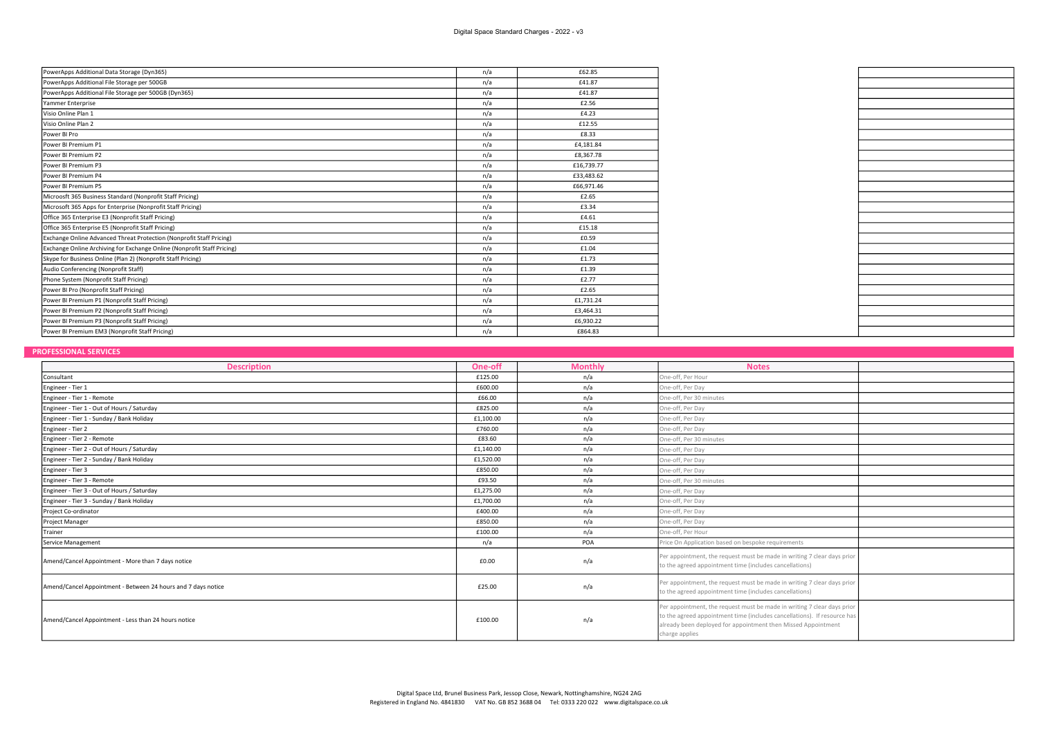| | | | | |
|---|---|---|---|---|
| PowerApps Additional Data Storage (Dyn365) | n/a | £62.85 | | |
| PowerApps Additional File Storage per 500GB | n/a | £41.87 | | |
| PowerApps Additional File Storage per 500GB (Dyn365) | n/a | £41.87 | | |
| Yammer Enterprise | n/a | £2.56 | | |
| Visio Online Plan 1 | n/a | £4.23 | | |
| Visio Online Plan 2 | n/a | £12.55 | | |
| Power BI Pro | n/a | £8.33 | | |
| Power BI Premium P1 | n/a | £4,181.84 | | |
| Power BI Premium P2 | n/a | £8,367.78 | | |
| Power BI Premium P3 | n/a | £16,739.77 | | |
| Power BI Premium P4 | n/a | £33,483.62 | | |
| Power BI Premium P5 | n/a | £66,971.46 | | |
| Microosft 365 Business Standard (Nonprofit Staff Pricing) | n/a | £2.65 | | |
| Microsoft 365 Apps for Enterprise (Nonprofit Staff Pricing) | n/a | £3.34 | | |
| Office 365 Enterprise E3 (Nonprofit Staff Pricing) | n/a | £4.61 | | |
| Office 365 Enterprise E5 (Nonprofit Staff Pricing) | n/a | £15.18 | | |
| Exchange Online Advanced Threat Protection (Nonprofit Staff Pricing) | n/a | £0.59 | | |
| Exchange Online Archiving for Exchange Online (Nonprofit Staff Pricing) | n/a | £1.04 | | |
| Skype for Business Online (Plan 2) (Nonprofit Staff Pricing) | n/a | £1.73 | | |
| Audio Conferencing (Nonprofit Staff) | n/a | £1.39 | | |
| Phone System (Nonprofit Staff Pricing) | n/a | £2.77 | | |
| Power BI Pro (Nonprofit Staff Pricing) | n/a | £2.65 | | |
| Power BI Premium P1 (Nonprofit Staff Pricing) | n/a | £1,731.24 | | |
| Power BI Premium P2 (Nonprofit Staff Pricing) | n/a | £3,464.31 | | |
| Power BI Premium P3 (Nonprofit Staff Pricing) | n/a | £6,930.22 | | |
| Power BI Premium EM3 (Nonprofit Staff Pricing) | n/a | £864.83 | | |

## PROFESSIONAL SERVICES

| Description | One-off | Monthly | Notes | |
|---|---|---|---|---|
| Consultant | £125.00 | n/a | One-off, Per Hour | |
| Engineer - Tier 1 | £600.00 | n/a | One-off, Per Day | |
| Engineer - Tier 1 - Remote | £66.00 | n/a | One-off, Per 30 minutes | |
| Engineer - Tier 1 - Out of Hours / Saturday | £825.00 | n/a | One-off, Per Day | |
| Engineer - Tier 1 - Sunday / Bank Holiday | £1,100.00 | n/a | One-off, Per Day | |
| Engineer - Tier 2 | £760.00 | n/a | One-off, Per Day | |
| Engineer - Tier 2 - Remote | £83.60 | n/a | One-off, Per 30 minutes | |
| Engineer - Tier 2 - Out of Hours / Saturday | £1,140.00 | n/a | One-off, Per Day | |
| Engineer - Tier 2 - Sunday / Bank Holiday | £1,520.00 | n/a | One-off, Per Day | |
| Engineer - Tier 3 | £850.00 | n/a | One-off, Per Day | |
| Engineer - Tier 3 - Remote | £93.50 | n/a | One-off, Per 30 minutes | |
| Engineer - Tier 3 - Out of Hours / Saturday | £1,275.00 | n/a | One-off, Per Day | |
| Engineer - Tier 3 - Sunday / Bank Holiday | £1,700.00 | n/a | One-off, Per Day | |
| Project Co-ordinator | £400.00 | n/a | One-off, Per Day | |
| Project Manager | £850.00 | n/a | One-off, Per Day | |
| Trainer | £100.00 | n/a | One-off, Per Hour | |
| Service Management | n/a | POA | Price On Application based on bespoke requirements | |
| Amend/Cancel Appointment - More than 7 days notice | £0.00 | n/a | Per appointment, the request must be made in writing 7 clear days prior to the agreed appointment time (includes cancellations) | |
| Amend/Cancel Appointment - Between 24 hours and 7 days notice | £25.00 | n/a | Per appointment, the request must be made in writing 7 clear days prior to the agreed appointment time (includes cancellations) | |
| Amend/Cancel Appointment - Less than 24 hours notice | £100.00 | n/a | Per appointment, the request must be made in writing 7 clear days prior to the agreed appointment time (includes cancellations). If resource has already been deployed for appointment then Missed Appointment charge applies | |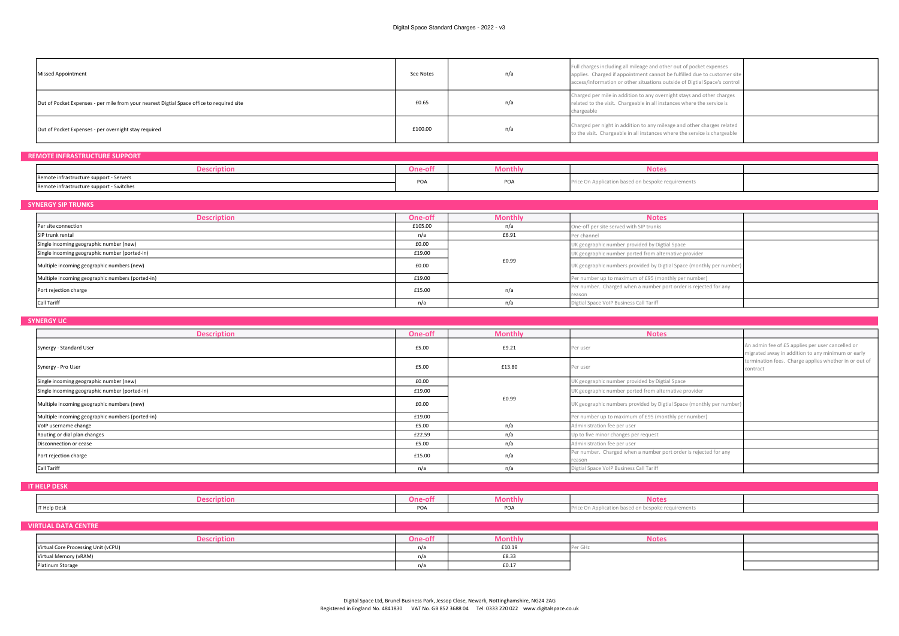Digital Space Standard Charges - 2022 - v3

| | | | | |
|---|---|---|---|---|
| Missed Appointment | See Notes | n/a | Full charges including all mileage and other out of pocket expenses applies. Charged if appointment cannot be fulfilled due to customer site access/information or other situations outside of Digtial Space's control | |
| Out of Pocket Expenses - per mile from your nearest Digtial Space office to required site | £0.65 | n/a | Charged per mile in addition to any overnight stays and other charges related to the visit. Chargeable in all instances where the service is chargeable | |
| Out of Pocket Expenses - per overnight stay required | £100.00 | n/a | Charged per night in addition to any mileage and other charges related to the visit. Chargeable in all instances where the service is chargeable | |

## REMOTE INFRASTRUCTURE SUPPORT

| Description | One-off | Monthly | Notes | |
|---|---|---|---|---|
| Remote infrastructure support - Servers | POA | POA | Price On Application based on bespoke requirements | |
| Remote infrastructure support - Switches | | | | |

## SYNERGY SIP TRUNKS

| Description | One-off | Monthly | Notes | |
|---|---|---|---|---|
| Per site connection | £105.00 | n/a | One-off per site served with SIP trunks | |
| SIP trunk rental | n/a | £6.91 | Per channel | |
| Single incoming geographic number (new) | £0.00 | £0.99 | UK geographic number provided by Digtial Space | |
| Single incoming geographic number (ported-in) | £19.00 | | UK geographic number ported from alternative provider | |
| Multiple incoming geographic numbers (new) | £0.00 | | UK geographic numbers provided by Digtial Space (monthly per number) | |
| Multiple incoming geographic numbers (ported-in) | £19.00 | | Per number up to maximum of £95 (monthly per number) | |
| Port rejection charge | £15.00 | n/a | Per number. Charged when a number port order is rejected for any reason | |
| Call Tariff | n/a | n/a | Digtial Space VoIP Business Call Tariff | |

## SYNERGY UC

| Description | One-off | Monthly | Notes | |
|---|---|---|---|---|
| Synergy - Standard User | £5.00 | £9.21 | Per user | An admin fee of £5 applies per user cancelled or migrated away in addition to any minimum or early termination fees. Charge applies whether in or out of contract |
| Synergy - Pro User | £5.00 | £13.80 | Per user | |
| Single incoming geographic number (new) | £0.00 | £0.99 | UK geographic number provided by Digtial Space | |
| Single incoming geographic number (ported-in) | £19.00 | | UK geographic number ported from alternative provider | |
| Multiple incoming geographic numbers (new) | £0.00 | | UK geographic numbers provided by Digtial Space (monthly per number) | |
| Multiple incoming geographic numbers (ported-in) | £19.00 | | Per number up to maximum of £95 (monthly per number) | |
| VoIP username change | £5.00 | n/a | Administration fee per user | |
| Routing or dial plan changes | £22.59 | n/a | Up to five minor changes per request | |
| Disconnection or cease | £5.00 | n/a | Administration fee per user | |
| Port rejection charge | £15.00 | n/a | Per number. Charged when a number port order is rejected for any reason | |
| Call Tariff | n/a | n/a | Digtial Space VoIP Business Call Tariff | |

## IT HELP DESK

| Description | One-off | Monthly | Notes | |
|---|---|---|---|---|
| IT Help Desk | POA | POA | Price On Application based on bespoke requirements | |

## VIRTUAL DATA CENTRE

| Description | One-off | Monthly | Notes | |
|---|---|---|---|---|
| Virtual Core Processing Unit (vCPU) | n/a | £10.19 | Per GHz | |
| Virtual Memory (vRAM) | n/a | £8.33 | | |
| Platinum Storage | n/a | £0.17 | | |

Digital Space Ltd, Brunel Business Park, Jessop Close, Newark, Nottinghamshire, NG24 2AG
Registered in England No. 4841830 VAT No. GB 852 3688 04 Tel: 0333 220 022 www.digitalspace.co.uk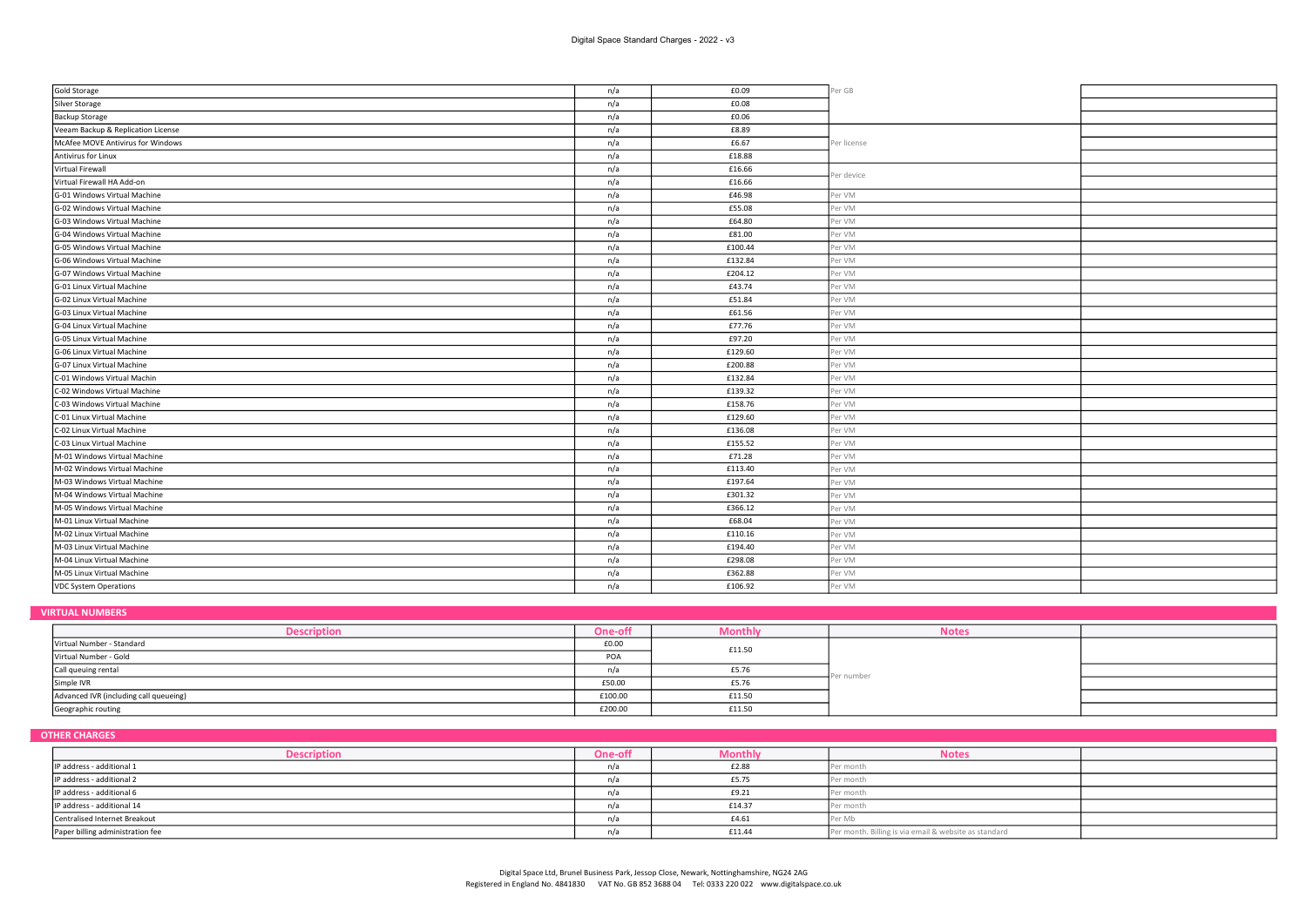# Digital Space Standard Charges - 2022 - v3

| | | | | |
|---|---|---|---|---|
| Gold Storage | n/a | £0.09 | Per GB | |
| Silver Storage | n/a | £0.08 | | |
| Backup Storage | n/a | £0.06 | | |
| Veeam Backup & Replication License | n/a | £8.89 | Per license | |
| McAfee MOVE Antivirus for Windows | n/a | £6.67 | | |
| Antivirus for Linux | n/a | £18.88 | | |
| Virtual Firewall | n/a | £16.66 | Per device | |
| Virtual Firewall HA Add-on | n/a | £16.66 | | |
| G-01 Windows Virtual Machine | n/a | £46.98 | Per VM | |
| G-02 Windows Virtual Machine | n/a | £55.08 | Per VM | |
| G-03 Windows Virtual Machine | n/a | £64.80 | Per VM | |
| G-04 Windows Virtual Machine | n/a | £81.00 | Per VM | |
| G-05 Windows Virtual Machine | n/a | £100.44 | Per VM | |
| G-06 Windows Virtual Machine | n/a | £132.84 | Per VM | |
| G-07 Windows Virtual Machine | n/a | £204.12 | Per VM | |
| G-01 Linux Virtual Machine | n/a | £43.74 | Per VM | |
| G-02 Linux Virtual Machine | n/a | £51.84 | Per VM | |
| G-03 Linux Virtual Machine | n/a | £61.56 | Per VM | |
| G-04 Linux Virtual Machine | n/a | £77.76 | Per VM | |
| G-05 Linux Virtual Machine | n/a | £97.20 | Per VM | |
| G-06 Linux Virtual Machine | n/a | £129.60 | Per VM | |
| G-07 Linux Virtual Machine | n/a | £200.88 | Per VM | |
| C-01 Windows Virtual Machin | n/a | £132.84 | Per VM | |
| C-02 Windows Virtual Machine | n/a | £139.32 | Per VM | |
| C-03 Windows Virtual Machine | n/a | £158.76 | Per VM | |
| C-01 Linux Virtual Machine | n/a | £129.60 | Per VM | |
| C-02 Linux Virtual Machine | n/a | £136.08 | Per VM | |
| C-03 Linux Virtual Machine | n/a | £155.52 | Per VM | |
| M-01 Windows Virtual Machine | n/a | £71.28 | Per VM | |
| M-02 Windows Virtual Machine | n/a | £113.40 | Per VM | |
| M-03 Windows Virtual Machine | n/a | £197.64 | Per VM | |
| M-04 Windows Virtual Machine | n/a | £301.32 | Per VM | |
| M-05 Windows Virtual Machine | n/a | £366.12 | Per VM | |
| M-01 Linux Virtual Machine | n/a | £68.04 | Per VM | |
| M-02 Linux Virtual Machine | n/a | £110.16 | Per VM | |
| M-03 Linux Virtual Machine | n/a | £194.40 | Per VM | |
| M-04 Linux Virtual Machine | n/a | £298.08 | Per VM | |
| M-05 Linux Virtual Machine | n/a | £362.88 | Per VM | |
| VDC System Operations | n/a | £106.92 | Per VM | |

## VIRTUAL NUMBERS

| Description | One-off | Monthly | Notes | |
|---|---|---|---|---|
| Virtual Number - Standard | £0.00 | £11.50 | Per number | |
| Virtual Number - Gold | POA | | | |
| Call queuing rental | n/a | £5.76 | | |
| Simple IVR | £50.00 | £5.76 | | |
| Advanced IVR (including call queueing) | £100.00 | £11.50 | | |
| Geographic routing | £200.00 | £11.50 | | |

## OTHER CHARGES

| Description | One-off | Monthly | Notes | |
|---|---|---|---|---|
| IP address - additional 1 | n/a | £2.88 | Per month | |
| IP address - additional 2 | n/a | £5.75 | Per month | |
| IP address - additional 6 | n/a | £9.21 | Per month | |
| IP address - additional 14 | n/a | £14.37 | Per month | |
| Centralised Internet Breakout | n/a | £4.61 | Per Mb | |
| Paper billing administration fee | n/a | £11.44 | Per month. Billing is via email & website as standard | |

Digital Space Ltd, Brunel Business Park, Jessop Close, Newark, Nottinghamshire, NG24 2AG
Registered in England No. 4841830 VAT No. GB 852 3688 04 Tel: 0333 220 022 www.digitalspace.co.uk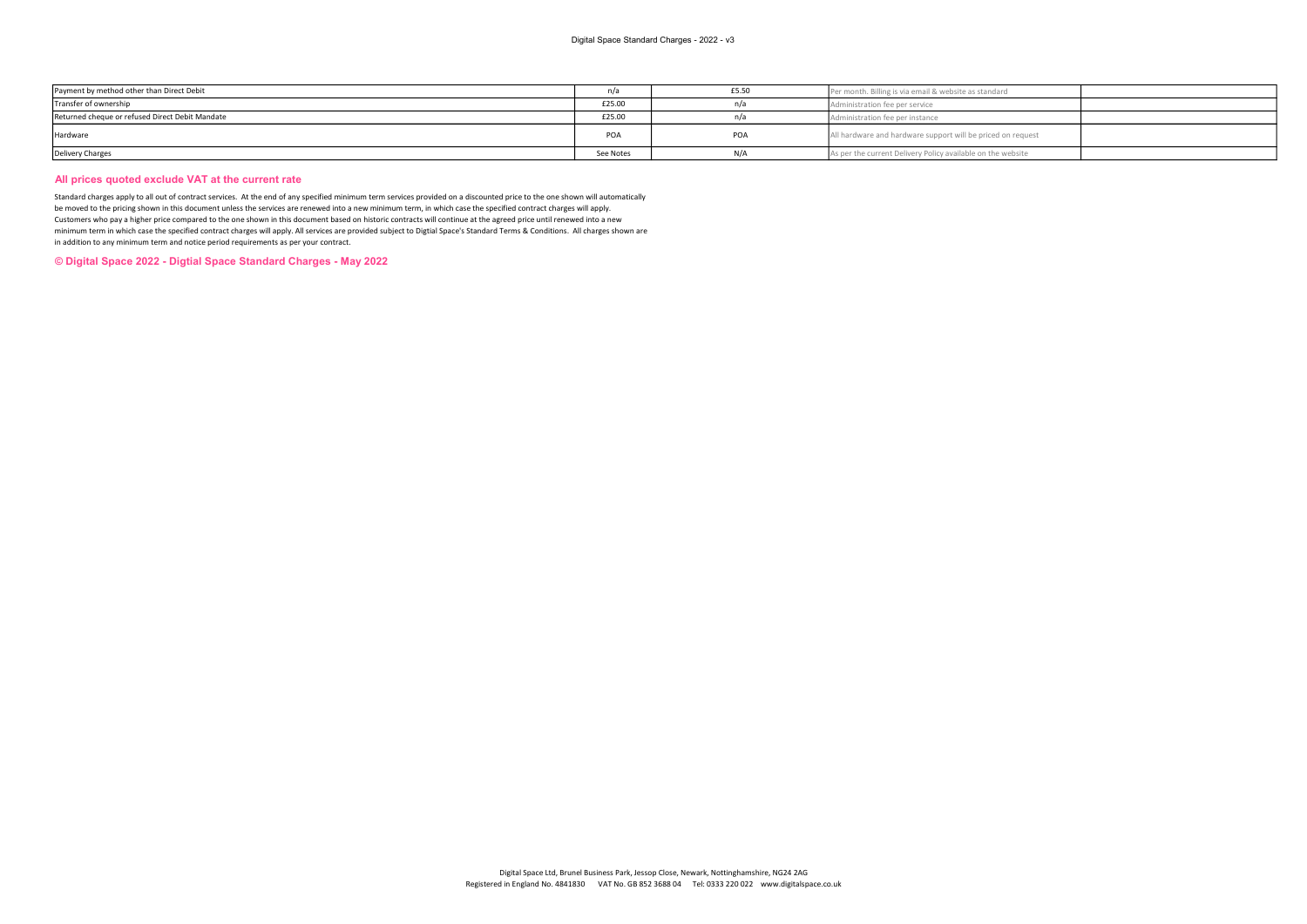| | | | | |
|---|---|---|---|---|
| Payment by method other than Direct Debit | n/a | £5.50 | Per month. Billing is via email & website as standard | |
| Transfer of ownership | £25.00 | n/a | Administration fee per service | |
| Returned cheque or refused Direct Debit Mandate | £25.00 | n/a | Administration fee per instance | |
| Hardware | POA | POA | All hardware and hardware support will be priced on request | |
| Delivery Charges | See Notes | N/A | As per the current Delivery Policy available on the website | |

## All prices quoted exclude VAT at the current rate

Standard charges apply to all out of contract services. At the end of any specified minimum term services provided on a discounted price to the one shown will automatically be moved to the pricing shown in this document unless the services are renewed into a new minimum term, in which case the specified contract charges will apply. Customers who pay a higher price compared to the one shown in this document based on historic contracts will continue at the agreed price until renewed into a new minimum term in which case the specified contract charges will apply. All services are provided subject to Digtial Space's Standard Terms & Conditions. All charges shown are in addition to any minimum term and notice period requirements as per your contract.

**© Digital Space 2022 - Digtial Space Standard Charges - May 2022**

Digital Space Ltd, Brunel Business Park, Jessop Close, Newark, Nottinghamshire, NG24 2AG
Registered in England No. 4841830 VAT No. GB 852 3688 04 Tel: 0333 220 022 www.digitalspace.co.uk